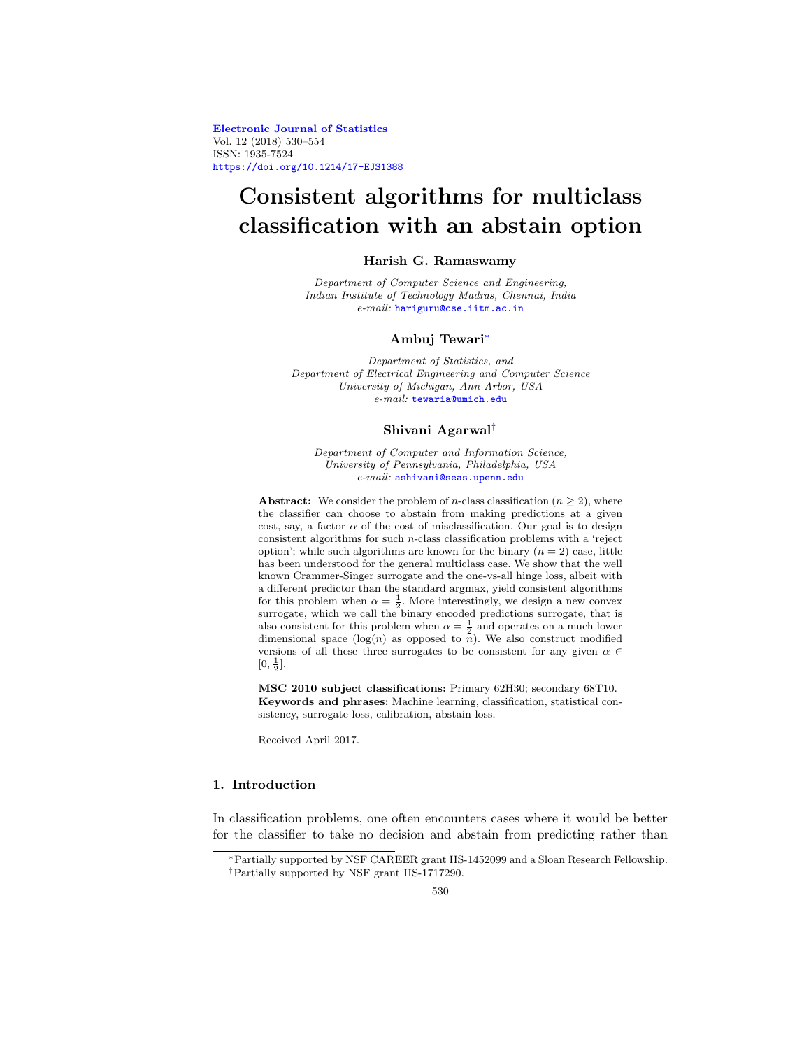Electronic Journal of Statistics
Vol. 12 (2018) 530–554
ISSN: 1935-7524
https://doi.org/10.1214/17-EJS1388

# Consistent algorithms for multiclass classification with an abstain option

**Harish G. Ramaswamy**

*Department of Computer Science and Engineering,*
*Indian Institute of Technology Madras, Chennai, India*
*e-mail:* hariguru@cse.iitm.ac.in

**Ambuj Tewari**[*]

*Department of Statistics, and*
*Department of Electrical Engineering and Computer Science*
*University of Michigan, Ann Arbor, USA*
*e-mail:* tewaria@umich.edu

**Shivani Agarwal**[†]

*Department of Computer and Information Science,*
*University of Pennsylvania, Philadelphia, USA*
*e-mail:* ashivani@seas.upenn.edu

**Abstract:** We consider the problem of $n$-class classification ($n \geq 2$), where the classifier can choose to abstain from making predictions at a given cost, say, a factor $\alpha$ of the cost of misclassification. Our goal is to design consistent algorithms for such $n$-class classification problems with a 'reject option'; while such algorithms are known for the binary ($n = 2$) case, little has been understood for the general multiclass case. We show that the well known Crammer-Singer surrogate and the one-vs-all hinge loss, albeit with a different predictor than the standard argmax, yield consistent algorithms for this problem when $\alpha = \frac{1}{2}$. More interestingly, we design a new convex surrogate, which we call the binary encoded predictions surrogate, that is also consistent for this problem when $\alpha = \frac{1}{2}$ and operates on a much lower dimensional space ($\log(n)$ as opposed to $n$). We also construct modified versions of all these three surrogates to be consistent for any given $\alpha \in [0, \frac{1}{2}]$.

**MSC 2010 subject classifications:** Primary 62H30; secondary 68T10.
**Keywords and phrases:** Machine learning, classification, statistical consistency, surrogate loss, calibration, abstain loss.

Received April 2017.

## 1. Introduction

In classification problems, one often encounters cases where it would be better for the classifier to take no decision and abstain from predicting rather than

[*]Partially supported by NSF CAREER grant IIS-1452099 and a Sloan Research Fellowship.
[†]Partially supported by NSF grant IIS-1717290.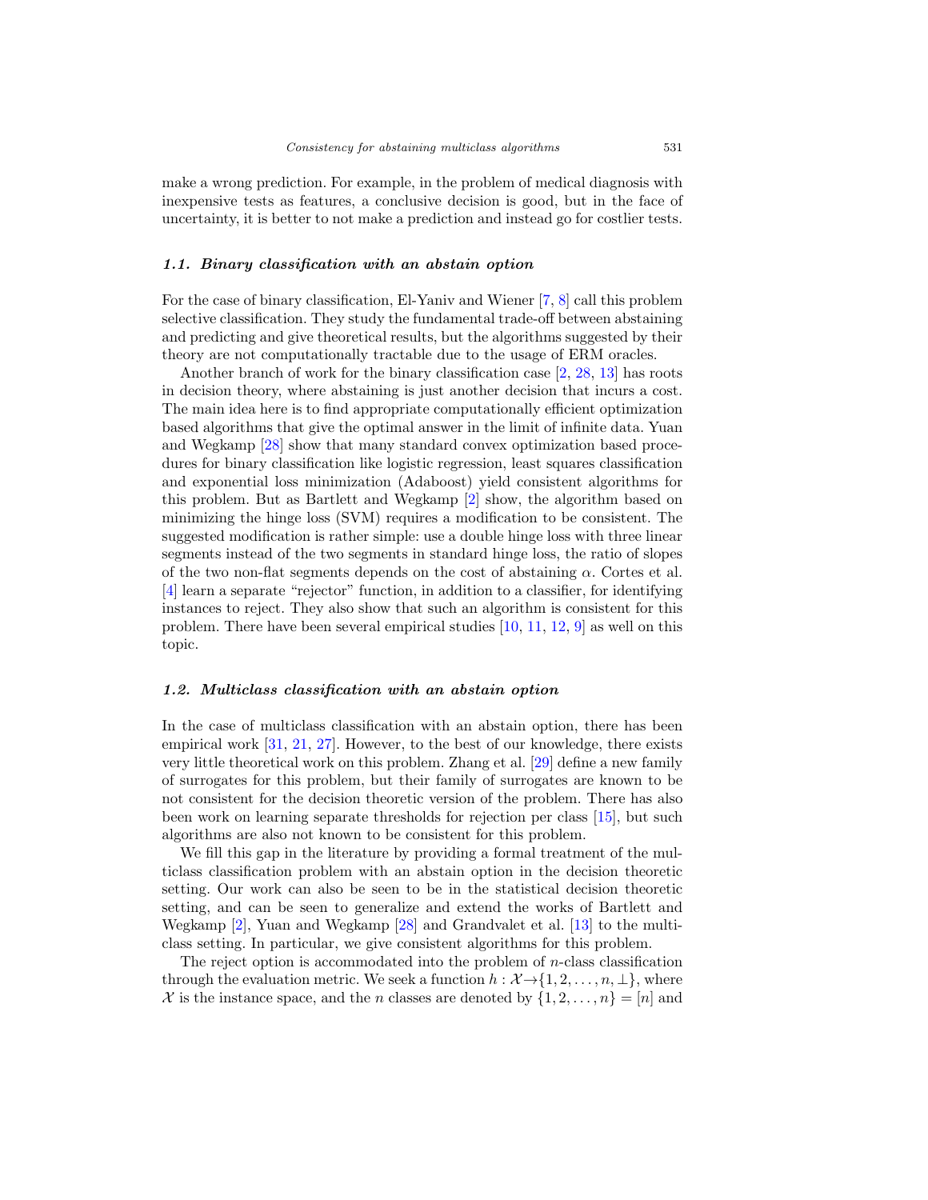make a wrong prediction. For example, in the problem of medical diagnosis with inexpensive tests as features, a conclusive decision is good, but in the face of uncertainty, it is better to not make a prediction and instead go for costlier tests.

### *1.1. Binary classification with an abstain option*

For the case of binary classification, El-Yaniv and Wiener [7, 8] call this problem selective classification. They study the fundamental trade-off between abstaining and predicting and give theoretical results, but the algorithms suggested by their theory are not computationally tractable due to the usage of ERM oracles.

Another branch of work for the binary classification case [2, 28, 13] has roots in decision theory, where abstaining is just another decision that incurs a cost. The main idea here is to find appropriate computationally efficient optimization based algorithms that give the optimal answer in the limit of infinite data. Yuan and Wegkamp [28] show that many standard convex optimization based procedures for binary classification like logistic regression, least squares classification and exponential loss minimization (Adaboost) yield consistent algorithms for this problem. But as Bartlett and Wegkamp [2] show, the algorithm based on minimizing the hinge loss (SVM) requires a modification to be consistent. The suggested modification is rather simple: use a double hinge loss with three linear segments instead of the two segments in standard hinge loss, the ratio of slopes of the two non-flat segments depends on the cost of abstaining $\alpha$. Cortes et al. [4] learn a separate "rejector" function, in addition to a classifier, for identifying instances to reject. They also show that such an algorithm is consistent for this problem. There have been several empirical studies [10, 11, 12, 9] as well on this topic.

### *1.2. Multiclass classification with an abstain option*

In the case of multiclass classification with an abstain option, there has been empirical work [31, 21, 27]. However, to the best of our knowledge, there exists very little theoretical work on this problem. Zhang et al. [29] define a new family of surrogates for this problem, but their family of surrogates are known to be not consistent for the decision theoretic version of the problem. There has also been work on learning separate thresholds for rejection per class [15], but such algorithms are also not known to be consistent for this problem.

We fill this gap in the literature by providing a formal treatment of the multiclass classification problem with an abstain option in the decision theoretic setting. Our work can also be seen to be in the statistical decision theoretic setting, and can be seen to generalize and extend the works of Bartlett and Wegkamp [2], Yuan and Wegkamp [28] and Grandvalet et al. [13] to the multiclass setting. In particular, we give consistent algorithms for this problem.

The reject option is accommodated into the problem of $n$-class classification through the evaluation metric. We seek a function $h : \mathcal{X} \rightarrow \{1, 2, \ldots, n, \perp\}$, where $\mathcal{X}$ is the instance space, and the $n$ classes are denoted by $\{1, 2, \ldots, n\} = [n]$ and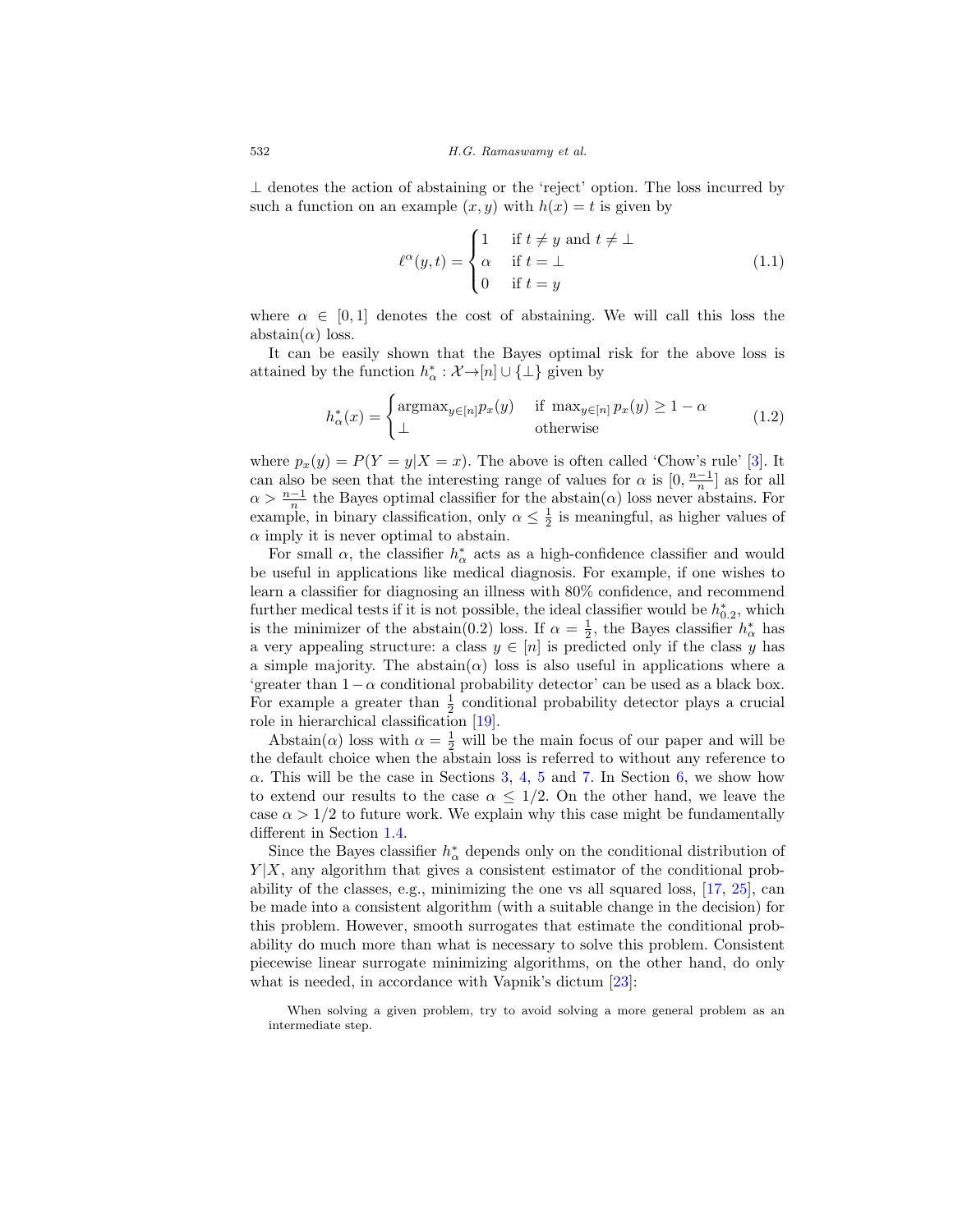$\perp$ denotes the action of abstaining or the 'reject' option. The loss incurred by such a function on an example $(x, y)$ with $h(x) = t$ is given by

$$\ell^\alpha(y,t) = \begin{cases} 1 & \text{if } t \neq y \text{ and } t \neq \perp \\ \alpha & \text{if } t = \perp \\ 0 & \text{if } t = y \end{cases} \tag{1.1}$$

where $\alpha \in [0, 1]$ denotes the cost of abstaining. We will call this loss the abstain($\alpha$) loss.

It can be easily shown that the Bayes optimal risk for the above loss is attained by the function $h^*_\alpha : \mathcal{X} \to [n] \cup \{\perp\}$ given by

$$h^*_\alpha(x) = \begin{cases} \text{argmax}_{y \in [n]} p_x(y) & \text{if } \max_{y \in [n]} p_x(y) \geq 1 - \alpha \\ \perp & \text{otherwise} \end{cases} \tag{1.2}$$

where $p_x(y) = P(Y = y|X = x)$. The above is often called 'Chow's rule' [3]. It can also be seen that the interesting range of values for $\alpha$ is $[0, \frac{n-1}{n}]$ as for all $\alpha > \frac{n-1}{n}$ the Bayes optimal classifier for the abstain($\alpha$) loss never abstains. For example, in binary classification, only $\alpha \leq \frac{1}{2}$ is meaningful, as higher values of $\alpha$ imply it is never optimal to abstain.

For small $\alpha$, the classifier $h^*_\alpha$ acts as a high-confidence classifier and would be useful in applications like medical diagnosis. For example, if one wishes to learn a classifier for diagnosing an illness with 80% confidence, and recommend further medical tests if it is not possible, the ideal classifier would be $h^*_{0.2}$, which is the minimizer of the abstain(0.2) loss. If $\alpha = \frac{1}{2}$, the Bayes classifier $h^*_\alpha$ has a very appealing structure: a class $y \in [n]$ is predicted only if the class $y$ has a simple majority. The abstain($\alpha$) loss is also useful in applications where a 'greater than $1 - \alpha$ conditional probability detector' can be used as a black box. For example a greater than $\frac{1}{2}$ conditional probability detector plays a crucial role in hierarchical classification [19].

Abstain($\alpha$) loss with $\alpha = \frac{1}{2}$ will be the main focus of our paper and will be the default choice when the abstain loss is referred to without any reference to $\alpha$. This will be the case in Sections 3, 4, 5 and 7. In Section 6, we show how to extend our results to the case $\alpha \leq 1/2$. On the other hand, we leave the case $\alpha > 1/2$ to future work. We explain why this case might be fundamentally different in Section 1.4.

Since the Bayes classifier $h^*_\alpha$ depends only on the conditional distribution of $Y|X$, any algorithm that gives a consistent estimator of the conditional probability of the classes, e.g., minimizing the one vs all squared loss, [17, 25], can be made into a consistent algorithm (with a suitable change in the decision) for this problem. However, smooth surrogates that estimate the conditional probability do much more than what is necessary to solve this problem. Consistent piecewise linear surrogate minimizing algorithms, on the other hand, do only what is needed, in accordance with Vapnik's dictum [23]:

> When solving a given problem, try to avoid solving a more general problem as an intermediate step.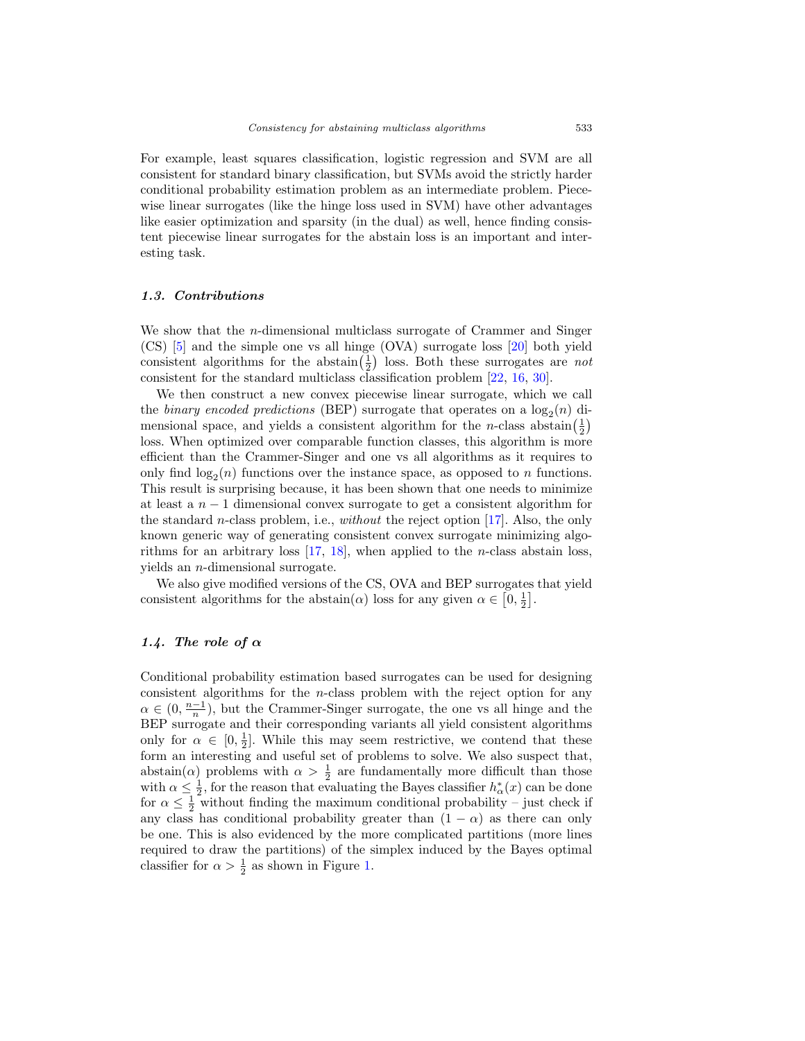For example, least squares classification, logistic regression and SVM are all consistent for standard binary classification, but SVMs avoid the strictly harder conditional probability estimation problem as an intermediate problem. Piecewise linear surrogates (like the hinge loss used in SVM) have other advantages like easier optimization and sparsity (in the dual) as well, hence finding consistent piecewise linear surrogates for the abstain loss is an important and interesting task.

### *1.3. Contributions*

We show that the $n$-dimensional multiclass surrogate of Crammer and Singer (CS) [5] and the simple one vs all hinge (OVA) surrogate loss [20] both yield consistent algorithms for the abstain$\left(\frac{1}{2}\right)$ loss. Both these surrogates are *not* consistent for the standard multiclass classification problem [22, 16, 30].

We then construct a new convex piecewise linear surrogate, which we call the *binary encoded predictions* (BEP) surrogate that operates on a $\log_2(n)$ dimensional space, and yields a consistent algorithm for the $n$-class abstain$\left(\frac{1}{2}\right)$ loss. When optimized over comparable function classes, this algorithm is more efficient than the Crammer-Singer and one vs all algorithms as it requires to only find $\log_2(n)$ functions over the instance space, as opposed to $n$ functions. This result is surprising because, it has been shown that one needs to minimize at least a $n-1$ dimensional convex surrogate to get a consistent algorithm for the standard $n$-class problem, i.e., *without* the reject option [17]. Also, the only known generic way of generating consistent convex surrogate minimizing algorithms for an arbitrary loss [17, 18], when applied to the $n$-class abstain loss, yields an $n$-dimensional surrogate.

We also give modified versions of the CS, OVA and BEP surrogates that yield consistent algorithms for the abstain($\alpha$) loss for any given $\alpha \in \left[0, \frac{1}{2}\right]$.

### *1.4. The role of* $\alpha$

Conditional probability estimation based surrogates can be used for designing consistent algorithms for the $n$-class problem with the reject option for any $\alpha \in (0, \frac{n-1}{n})$, but the Crammer-Singer surrogate, the one vs all hinge and the BEP surrogate and their corresponding variants all yield consistent algorithms only for $\alpha \in [0, \frac{1}{2}]$. While this may seem restrictive, we contend that these form an interesting and useful set of problems to solve. We also suspect that, abstain($\alpha$) problems with $\alpha > \frac{1}{2}$ are fundamentally more difficult than those with $\alpha \leq \frac{1}{2}$, for the reason that evaluating the Bayes classifier $h^*_\alpha(x)$ can be done for $\alpha \leq \frac{1}{2}$ without finding the maximum conditional probability – just check if any class has conditional probability greater than $(1-\alpha)$ as there can only be one. This is also evidenced by the more complicated partitions (more lines required to draw the partitions) of the simplex induced by the Bayes optimal classifier for $\alpha > \frac{1}{2}$ as shown in Figure 1.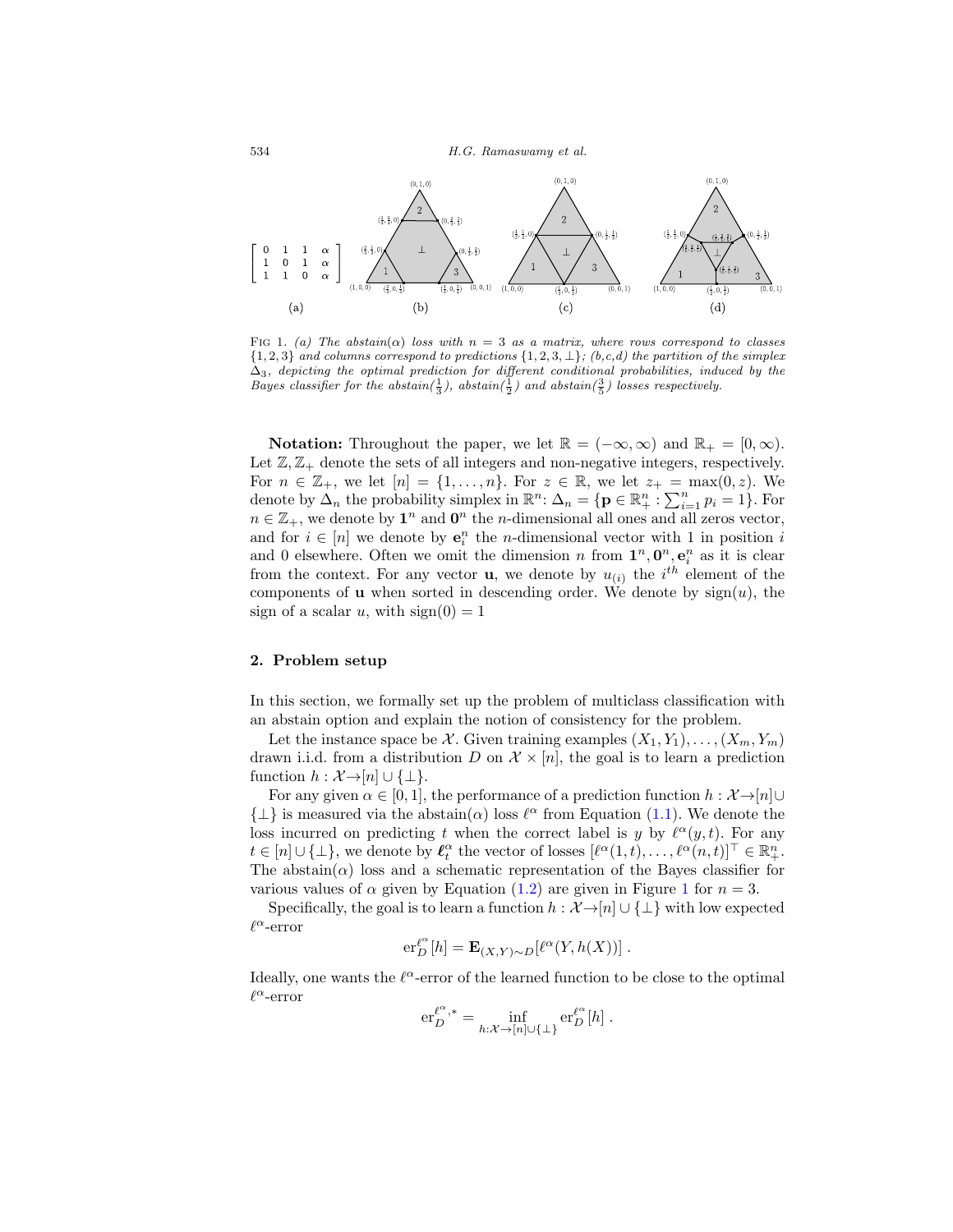$$\begin{bmatrix} 0 & 1 & 1 & \alpha \\ 1 & 0 & 1 & \alpha \\ 1 & 1 & 0 & \alpha \end{bmatrix}$$

(a)

FIG 1. *(a) The abstain($\alpha$) loss with $n = 3$ as a matrix, where rows correspond to classes $\{1, 2, 3\}$ and columns correspond to predictions $\{1, 2, 3, \perp\}$; (b,c,d) the partition of the simplex $\Delta_3$, depicting the optimal prediction for different conditional probabilities, induced by the Bayes classifier for the abstain($\frac{1}{3}$), abstain($\frac{1}{2}$) and abstain($\frac{3}{5}$) losses respectively.*

**Notation:** Throughout the paper, we let $\mathbb{R} = (-\infty, \infty)$ and $\mathbb{R}_+ = [0, \infty)$. Let $\mathbb{Z}, \mathbb{Z}_+$ denote the sets of all integers and non-negative integers, respectively. For $n \in \mathbb{Z}_+$, we let $[n] = \{1, \ldots, n\}$. For $z \in \mathbb{R}$, we let $z_+ = \max(0, z)$. We denote by $\Delta_n$ the probability simplex in $\mathbb{R}^n$: $\Delta_n = \{\mathbf{p} \in \mathbb{R}^n_+ : \sum_{i=1}^n p_i = 1\}$. For $n \in \mathbb{Z}_+$, we denote by $\mathbf{1}^n$ and $\mathbf{0}^n$ the $n$-dimensional all ones and all zeros vector, and for $i \in [n]$ we denote by $\mathbf{e}^n_i$ the $n$-dimensional vector with 1 in position $i$ and 0 elsewhere. Often we omit the dimension $n$ from $\mathbf{1}^n, \mathbf{0}^n, \mathbf{e}^n_i$ as it is clear from the context. For any vector $\mathbf{u}$, we denote by $u_{(i)}$ the $i^{th}$ element of the components of $\mathbf{u}$ when sorted in descending order. We denote by $\text{sign}(u)$, the sign of a scalar $u$, with $\text{sign}(0) = 1$

## 2. Problem setup

In this section, we formally set up the problem of multiclass classification with an abstain option and explain the notion of consistency for the problem.

Let the instance space be $\mathcal{X}$. Given training examples $(X_1, Y_1), \ldots, (X_m, Y_m)$ drawn i.i.d. from a distribution $D$ on $\mathcal{X} \times [n]$, the goal is to learn a prediction function $h : \mathcal{X} \to [n] \cup \{\perp\}$.

For any given $\alpha \in [0, 1]$, the performance of a prediction function $h : \mathcal{X} \to [n] \cup \{\perp\}$ is measured via the abstain($\alpha$) loss $\ell^\alpha$ from Equation (1.1). We denote the loss incurred on predicting $t$ when the correct label is $y$ by $\ell^\alpha(y, t)$. For any $t \in [n] \cup \{\perp\}$, we denote by $\boldsymbol{\ell}^\alpha_t$ the vector of losses $[\ell^\alpha(1, t), \ldots, \ell^\alpha(n, t)]^\top \in \mathbb{R}^n_+$. The abstain($\alpha$) loss and a schematic representation of the Bayes classifier for various values of $\alpha$ given by Equation (1.2) are given in Figure 1 for $n = 3$.

Specifically, the goal is to learn a function $h : \mathcal{X} \to [n] \cup \{\perp\}$ with low expected $\ell^\alpha$-error

$$\text{er}^{\ell^\alpha}_D[h] = \mathbf{E}_{(X,Y)\sim D}[\ell^\alpha(Y, h(X))] \ .$$

Ideally, one wants the $\ell^\alpha$-error of the learned function to be close to the optimal $\ell^\alpha$-error

$$\text{er}^{\ell^\alpha,*}_D = \inf_{h:\mathcal{X}\to[n]\cup\{\perp\}} \text{er}^{\ell^\alpha}_D[h] \ .$$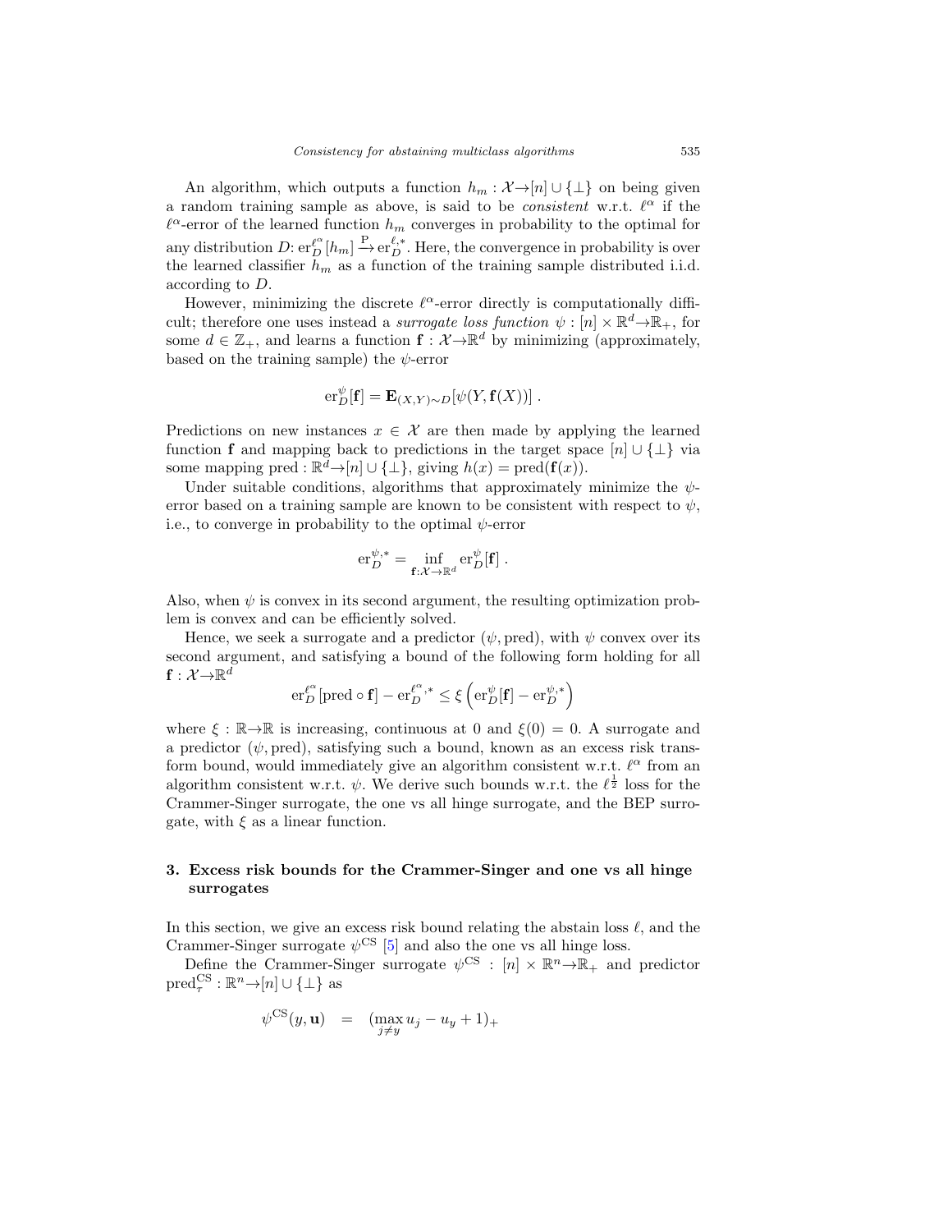An algorithm, which outputs a function $h_m : \mathcal{X} \to [n] \cup \{\perp\}$ on being given a random training sample as above, is said to be *consistent* w.r.t. $\ell^\alpha$ if the $\ell^\alpha$-error of the learned function $h_m$ converges in probability to the optimal for any distribution $D$: $\mathrm{er}_D^{\ell^\alpha}[h_m] \xrightarrow{\mathrm{P}} \mathrm{er}_D^{\ell,*}$. Here, the convergence in probability is over the learned classifier $h_m$ as a function of the training sample distributed i.i.d. according to $D$.

However, minimizing the discrete $\ell^\alpha$-error directly is computationally difficult; therefore one uses instead a *surrogate loss function* $\psi : [n] \times \mathbb{R}^d \to \mathbb{R}_+$, for some $d \in \mathbb{Z}_+$, and learns a function $\mathbf{f} : \mathcal{X} \to \mathbb{R}^d$ by minimizing (approximately, based on the training sample) the $\psi$-error

$$\mathrm{er}_D^\psi[\mathbf{f}] = \mathbf{E}_{(X,Y)\sim D}[\psi(Y, \mathbf{f}(X))] \,.$$

Predictions on new instances $x \in \mathcal{X}$ are then made by applying the learned function $\mathbf{f}$ and mapping back to predictions in the target space $[n] \cup \{\perp\}$ via some mapping $\mathrm{pred} : \mathbb{R}^d \to [n] \cup \{\perp\}$, giving $h(x) = \mathrm{pred}(\mathbf{f}(x))$.

Under suitable conditions, algorithms that approximately minimize the $\psi$-error based on a training sample are known to be consistent with respect to $\psi$, i.e., to converge in probability to the optimal $\psi$-error

$$\mathrm{er}_D^{\psi,*} = \inf_{\mathbf{f}:\mathcal{X}\to\mathbb{R}^d} \mathrm{er}_D^\psi[\mathbf{f}] \,.$$

Also, when $\psi$ is convex in its second argument, the resulting optimization problem is convex and can be efficiently solved.

Hence, we seek a surrogate and a predictor $(\psi, \mathrm{pred})$, with $\psi$ convex over its second argument, and satisfying a bound of the following form holding for all $\mathbf{f} : \mathcal{X} \to \mathbb{R}^d$

$$\mathrm{er}_D^{\ell^\alpha}[\mathrm{pred} \circ \mathbf{f}] - \mathrm{er}_D^{\ell^\alpha,*} \leq \xi\left(\mathrm{er}_D^\psi[\mathbf{f}] - \mathrm{er}_D^{\psi,*}\right)$$

where $\xi : \mathbb{R} \to \mathbb{R}$ is increasing, continuous at 0 and $\xi(0) = 0$. A surrogate and a predictor $(\psi, \mathrm{pred})$, satisfying such a bound, known as an excess risk transform bound, would immediately give an algorithm consistent w.r.t. $\ell^\alpha$ from an algorithm consistent w.r.t. $\psi$. We derive such bounds w.r.t. the $\ell^{\frac{1}{2}}$ loss for the Crammer-Singer surrogate, the one vs all hinge surrogate, and the BEP surrogate, with $\xi$ as a linear function.

## 3. Excess risk bounds for the Crammer-Singer and one vs all hinge surrogates

In this section, we give an excess risk bound relating the abstain loss $\ell$, and the Crammer-Singer surrogate $\psi^{\mathrm{CS}}$ [5] and also the one vs all hinge loss.

Define the Crammer-Singer surrogate $\psi^{\mathrm{CS}} : [n] \times \mathbb{R}^n \to \mathbb{R}_+$ and predictor $\mathrm{pred}_\tau^{\mathrm{CS}} : \mathbb{R}^n \to [n] \cup \{\perp\}$ as

$$\psi^{\mathrm{CS}}(y, \mathbf{u}) \quad = \quad (\max_{j \neq y} u_j - u_y + 1)_+$$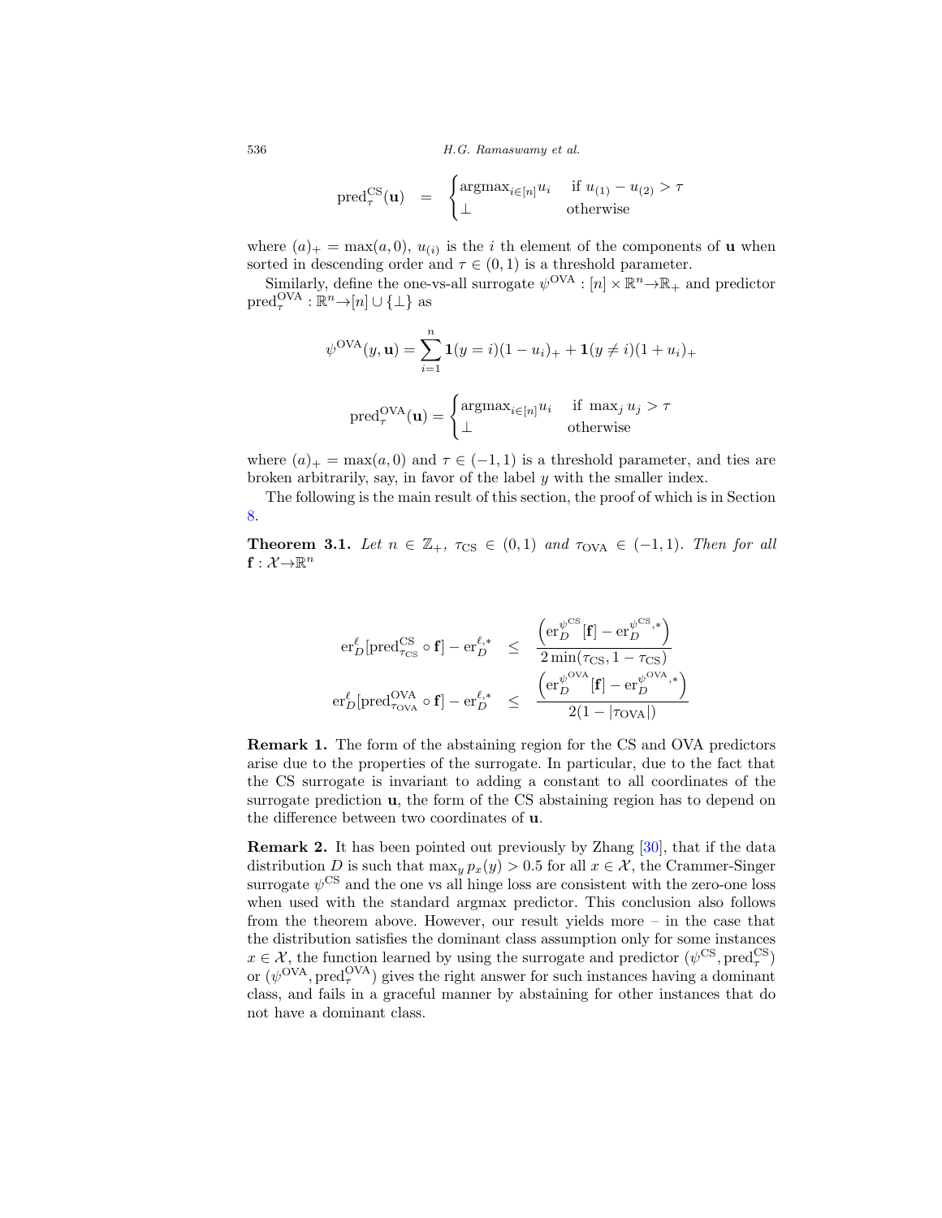$$\text{pred}_\tau^{\text{CS}}(\mathbf{u}) \quad = \quad \begin{cases} \text{argmax}_{i\in[n]} u_i & \text{if } u_{(1)} - u_{(2)} > \tau \\ \perp & \text{otherwise} \end{cases}$$

where $(a)_+ = \max(a, 0)$, $u_{(i)}$ is the $i$ th element of the components of $\mathbf{u}$ when sorted in descending order and $\tau \in (0, 1)$ is a threshold parameter.

Similarly, define the one-vs-all surrogate $\psi^{\text{OVA}} : [n] \times \mathbb{R}^n \to \mathbb{R}_+$ and predictor $\text{pred}_\tau^{\text{OVA}} : \mathbb{R}^n \to [n] \cup \{\perp\}$ as

$$\psi^{\text{OVA}}(y, \mathbf{u}) = \sum_{i=1}^{n} \mathbf{1}(y = i)(1 - u_i)_+ + \mathbf{1}(y \neq i)(1 + u_i)_+$$

$$\text{pred}_\tau^{\text{OVA}}(\mathbf{u}) = \begin{cases} \text{argmax}_{i\in[n]} u_i & \text{if } \max_j u_j > \tau \\ \perp & \text{otherwise} \end{cases}$$

where $(a)_+ = \max(a, 0)$ and $\tau \in (-1, 1)$ is a threshold parameter, and ties are broken arbitrarily, say, in favor of the label $y$ with the smaller index.

The following is the main result of this section, the proof of which is in Section 8.

**Theorem 3.1.** *Let $n \in \mathbb{Z}_+$, $\tau_{\text{CS}} \in (0, 1)$ and $\tau_{\text{OVA}} \in (-1, 1)$. Then for all $\mathbf{f} : \mathcal{X} \to \mathbb{R}^n$*

$$\begin{aligned} \text{er}_D^\ell[\text{pred}_{\tau_{\text{CS}}}^{\text{CS}} \circ \mathbf{f}] - \text{er}_D^{\ell,*} &\leq \frac{\left(\text{er}_D^{\psi^{\text{CS}}}[\mathbf{f}] - \text{er}_D^{\psi^{\text{CS}},*}\right)}{2\min(\tau_{\text{CS}}, 1 - \tau_{\text{CS}})} \\ \text{er}_D^\ell[\text{pred}_{\tau_{\text{OVA}}}^{\text{OVA}} \circ \mathbf{f}] - \text{er}_D^{\ell,*} &\leq \frac{\left(\text{er}_D^{\psi^{\text{OVA}}}[\mathbf{f}] - \text{er}_D^{\psi^{\text{OVA}},*}\right)}{2(1 - |\tau_{\text{OVA}}|)} \end{aligned}$$

**Remark 1.** The form of the abstaining region for the CS and OVA predictors arise due to the properties of the surrogate. In particular, due to the fact that the CS surrogate is invariant to adding a constant to all coordinates of the surrogate prediction $\mathbf{u}$, the form of the CS abstaining region has to depend on the difference between two coordinates of $\mathbf{u}$.

**Remark 2.** It has been pointed out previously by Zhang [30], that if the data distribution $D$ is such that $\max_y p_x(y) > 0.5$ for all $x \in \mathcal{X}$, the Crammer-Singer surrogate $\psi^{\text{CS}}$ and the one vs all hinge loss are consistent with the zero-one loss when used with the standard argmax predictor. This conclusion also follows from the theorem above. However, our result yields more – in the case that the distribution satisfies the dominant class assumption only for some instances $x \in \mathcal{X}$, the function learned by using the surrogate and predictor $(\psi^{\text{CS}}, \text{pred}_\tau^{\text{CS}})$ or $(\psi^{\text{OVA}}, \text{pred}_\tau^{\text{OVA}})$ gives the right answer for such instances having a dominant class, and fails in a graceful manner by abstaining for other instances that do not have a dominant class.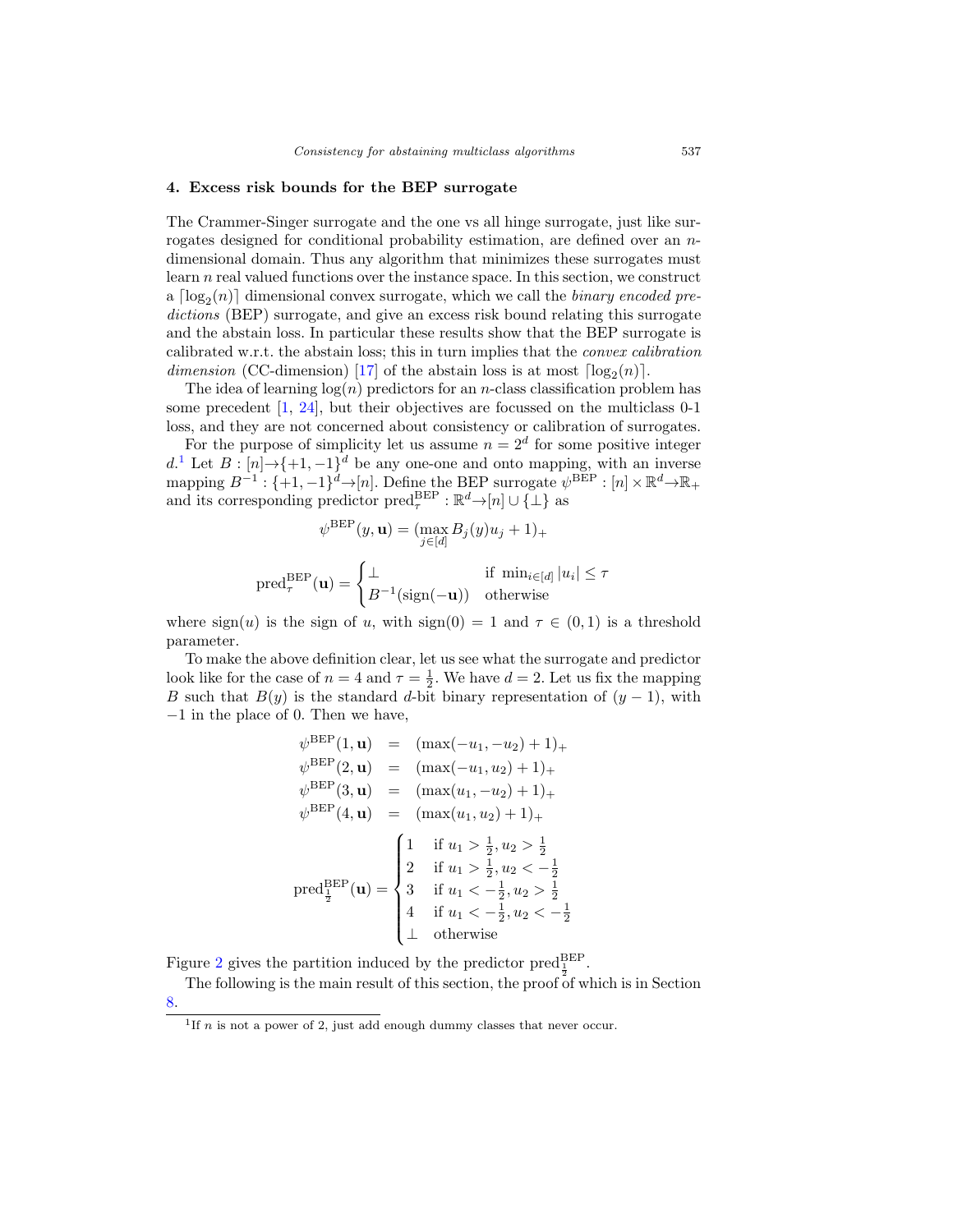## 4. Excess risk bounds for the BEP surrogate

The Crammer-Singer surrogate and the one vs all hinge surrogate, just like surrogates designed for conditional probability estimation, are defined over an $n$-dimensional domain. Thus any algorithm that minimizes these surrogates must learn $n$ real valued functions over the instance space. In this section, we construct a $\lceil \log_2(n) \rceil$ dimensional convex surrogate, which we call the *binary encoded predictions* (BEP) surrogate, and give an excess risk bound relating this surrogate and the abstain loss. In particular these results show that the BEP surrogate is calibrated w.r.t. the abstain loss; this in turn implies that the *convex calibration dimension* (CC-dimension) [17] of the abstain loss is at most $\lceil \log_2(n) \rceil$.

The idea of learning $\log(n)$ predictors for an $n$-class classification problem has some precedent [1, 24], but their objectives are focussed on the multiclass 0-1 loss, and they are not concerned about consistency or calibration of surrogates.

For the purpose of simplicity let us assume $n = 2^d$ for some positive integer $d$.[1] Let $B : [n] \to \{+1, -1\}^d$ be any one-one and onto mapping, with an inverse mapping $B^{-1} : \{+1, -1\}^d \to [n]$. Define the BEP surrogate $\psi^{\text{BEP}} : [n] \times \mathbb{R}^d \to \mathbb{R}_+$ and its corresponding predictor $\text{pred}^{\text{BEP}}_\tau : \mathbb{R}^d \to [n] \cup \{\perp\}$ as

$$\psi^{\text{BEP}}(y, \mathbf{u}) = (\max_{j \in [d]} B_j(y) u_j + 1)_+$$

$$\text{pred}^{\text{BEP}}_\tau(\mathbf{u}) = \begin{cases} \perp & \text{if } \min_{i \in [d]} |u_i| \leq \tau \\ B^{-1}(\text{sign}(-\mathbf{u})) & \text{otherwise} \end{cases}$$

where $\text{sign}(u)$ is the sign of $u$, with $\text{sign}(0) = 1$ and $\tau \in (0, 1)$ is a threshold parameter.

To make the above definition clear, let us see what the surrogate and predictor look like for the case of $n = 4$ and $\tau = \frac{1}{2}$. We have $d = 2$. Let us fix the mapping $B$ such that $B(y)$ is the standard $d$-bit binary representation of $(y - 1)$, with $-1$ in the place of 0. Then we have,

$$\begin{aligned}
\psi^{\text{BEP}}(1, \mathbf{u}) &= (\max(-u_1, -u_2) + 1)_+ \\
\psi^{\text{BEP}}(2, \mathbf{u}) &= (\max(-u_1, u_2) + 1)_+ \\
\psi^{\text{BEP}}(3, \mathbf{u}) &= (\max(u_1, -u_2) + 1)_+ \\
\psi^{\text{BEP}}(4, \mathbf{u}) &= (\max(u_1, u_2) + 1)_+
\end{aligned}$$

$$\text{pred}^{\text{BEP}}_{\frac{1}{2}}(\mathbf{u}) = \begin{cases} 1 & \text{if } u_1 > \frac{1}{2}, u_2 > \frac{1}{2} \\ 2 & \text{if } u_1 > \frac{1}{2}, u_2 < -\frac{1}{2} \\ 3 & \text{if } u_1 < -\frac{1}{2}, u_2 > \frac{1}{2} \\ 4 & \text{if } u_1 < -\frac{1}{2}, u_2 < -\frac{1}{2} \\ \perp & \text{otherwise} \end{cases}$$

Figure 2 gives the partition induced by the predictor $\text{pred}^{\text{BEP}}_{\frac{1}{2}}$.

The following is the main result of this section, the proof of which is in Section 8.

[1] If $n$ is not a power of 2, just add enough dummy classes that never occur.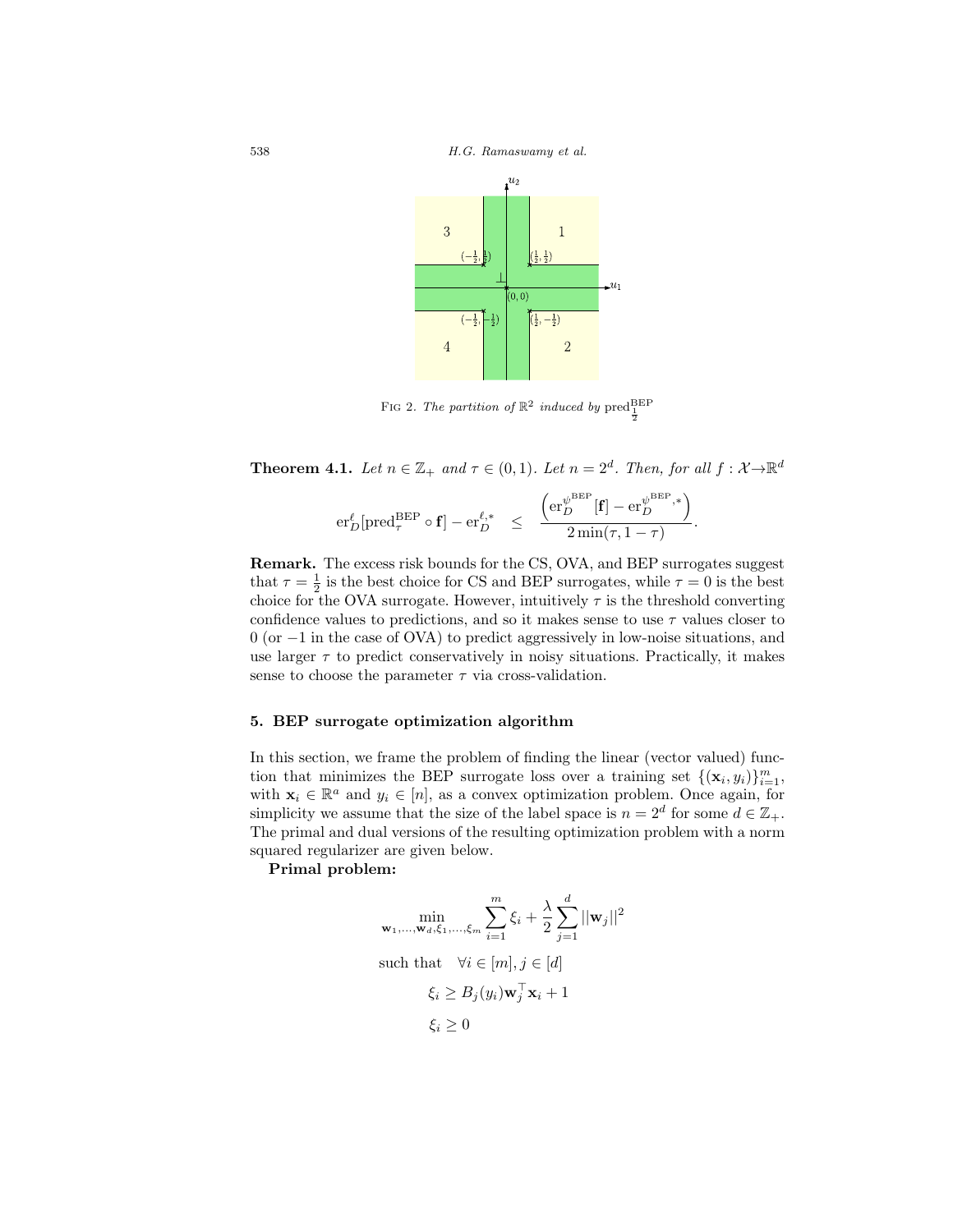FIG 2. *The partition of* $\mathbb{R}^2$ *induced by* $\text{pred}^{\text{BEP}}_{\frac{1}{2}}$

**Theorem 4.1.** *Let* $n \in \mathbb{Z}_+$ *and* $\tau \in (0, 1)$. *Let* $n = 2^d$. *Then, for all* $f : \mathcal{X} \to \mathbb{R}^d$

$$\text{er}^{\ell}_D[\text{pred}^{\text{BEP}}_{\tau} \circ \mathbf{f}] - \text{er}^{\ell,*}_D \quad \leq \quad \frac{\left(\text{er}^{\psi^{\text{BEP}}}_D[\mathbf{f}] - \text{er}^{\psi^{\text{BEP}},*}_D\right)}{2\min(\tau, 1-\tau)}.$$

**Remark.** The excess risk bounds for the CS, OVA, and BEP surrogates suggest that $\tau = \frac{1}{2}$ is the best choice for CS and BEP surrogates, while $\tau = 0$ is the best choice for the OVA surrogate. However, intuitively $\tau$ is the threshold converting confidence values to predictions, and so it makes sense to use $\tau$ values closer to 0 (or $-1$ in the case of OVA) to predict aggressively in low-noise situations, and use larger $\tau$ to predict conservatively in noisy situations. Practically, it makes sense to choose the parameter $\tau$ via cross-validation.

## 5. BEP surrogate optimization algorithm

In this section, we frame the problem of finding the linear (vector valued) function that minimizes the BEP surrogate loss over a training set $\{(\mathbf{x}_i, y_i)\}_{i=1}^m$, with $\mathbf{x}_i \in \mathbb{R}^a$ and $y_i \in [n]$, as a convex optimization problem. Once again, for simplicity we assume that the size of the label space is $n = 2^d$ for some $d \in \mathbb{Z}_+$. The primal and dual versions of the resulting optimization problem with a norm squared regularizer are given below.

**Primal problem:**

$$\min_{\mathbf{w}_1,\ldots,\mathbf{w}_d,\xi_1,\ldots,\xi_m} \sum_{i=1}^m \xi_i + \frac{\lambda}{2}\sum_{j=1}^d ||\mathbf{w}_j||^2$$

$$\text{such that} \quad \forall i \in [m], j \in [d]$$

$$\xi_i \geq B_j(y_i)\mathbf{w}_j^\top \mathbf{x}_i + 1$$

$$\xi_i \geq 0$$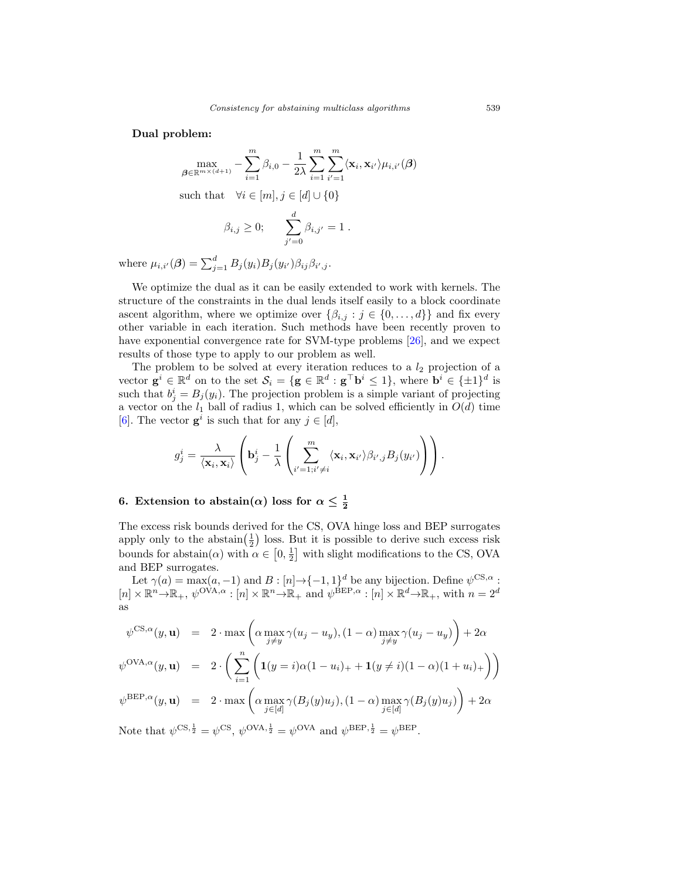**Dual problem:**

$$\max_{\boldsymbol{\beta} \in \mathbb{R}^{m \times (d+1)}} -\sum_{i=1}^{m} \beta_{i,0} - \frac{1}{2\lambda} \sum_{i=1}^{m} \sum_{i'=1}^{m} \langle \mathbf{x}_i, \mathbf{x}_{i'} \rangle \mu_{i,i'}(\boldsymbol{\beta})$$

$$\text{such that} \quad \forall i \in [m], j \in [d] \cup \{0\}$$

$$\beta_{i,j} \geq 0; \qquad \sum_{j'=0}^{d} \beta_{i,j'} = 1 \,.$$

where $\mu_{i,i'}(\boldsymbol{\beta}) = \sum_{j=1}^{d} B_j(y_i) B_j(y_{i'}) \beta_{ij} \beta_{i',j}$.

We optimize the dual as it can be easily extended to work with kernels. The structure of the constraints in the dual lends itself easily to a block coordinate ascent algorithm, where we optimize over $\{\beta_{i,j} : j \in \{0, \ldots, d\}\}$ and fix every other variable in each iteration. Such methods have been recently proven to have exponential convergence rate for SVM-type problems [26], and we expect results of those type to apply to our problem as well.

The problem to be solved at every iteration reduces to a $l_2$ projection of a vector $\mathbf{g}^i \in \mathbb{R}^d$ on to the set $\mathcal{S}_i = \{\mathbf{g} \in \mathbb{R}^d : \mathbf{g}^\top \mathbf{b}^i \leq 1\}$, where $\mathbf{b}^i \in \{\pm 1\}^d$ is such that $b^i_j = B_j(y_i)$. The projection problem is a simple variant of projecting a vector on the $l_1$ ball of radius 1, which can be solved efficiently in $O(d)$ time [6]. The vector $\mathbf{g}^i$ is such that for any $j \in [d]$,

$$g^i_j = \frac{\lambda}{\langle \mathbf{x}_i, \mathbf{x}_i \rangle} \left( \mathbf{b}^i_j - \frac{1}{\lambda} \left( \sum_{i'=1; i' \neq i}^{m} \langle \mathbf{x}_i, \mathbf{x}_{i'} \rangle \beta_{i',j} B_j(y_{i'}) \right) \right).$$

## 6. Extension to abstain($\alpha$) loss for $\alpha \leq \frac{1}{2}$

The excess risk bounds derived for the CS, OVA hinge loss and BEP surrogates apply only to the abstain$\left(\frac{1}{2}\right)$ loss. But it is possible to derive such excess risk bounds for abstain($\alpha$) with $\alpha \in \left[0, \frac{1}{2}\right]$ with slight modifications to the CS, OVA and BEP surrogates.

Let $\gamma(a) = \max(a, -1)$ and $B : [n] \to \{-1, 1\}^d$ be any bijection. Define $\psi^{\mathrm{CS}, \alpha} : [n] \times \mathbb{R}^n \to \mathbb{R}_+$, $\psi^{\mathrm{OVA}, \alpha} : [n] \times \mathbb{R}^n \to \mathbb{R}_+$ and $\psi^{\mathrm{BEP}, \alpha} : [n] \times \mathbb{R}^d \to \mathbb{R}_+$, with $n = 2^d$ as

$$\begin{aligned}
\psi^{\mathrm{CS}, \alpha}(y, \mathbf{u}) &= 2 \cdot \max\left( \alpha \max_{j \neq y} \gamma(u_j - u_y), (1-\alpha) \max_{j \neq y} \gamma(u_j - u_y) \right) + 2\alpha \\
\psi^{\mathrm{OVA}, \alpha}(y, \mathbf{u}) &= 2 \cdot \left( \sum_{i=1}^{n} \left( \mathbf{1}(y = i) \alpha (1 - u_i)_+ + \mathbf{1}(y \neq i)(1-\alpha)(1 + u_i)_+ \right) \right) \\
\psi^{\mathrm{BEP}, \alpha}(y, \mathbf{u}) &= 2 \cdot \max\left( \alpha \max_{j \in [d]} \gamma(B_j(y) u_j), (1-\alpha) \max_{j \in [d]} \gamma(B_j(y) u_j) \right) + 2\alpha
\end{aligned}$$

Note that $\psi^{\mathrm{CS}, \frac{1}{2}} = \psi^{\mathrm{CS}}$, $\psi^{\mathrm{OVA}, \frac{1}{2}} = \psi^{\mathrm{OVA}}$ and $\psi^{\mathrm{BEP}, \frac{1}{2}} = \psi^{\mathrm{BEP}}$.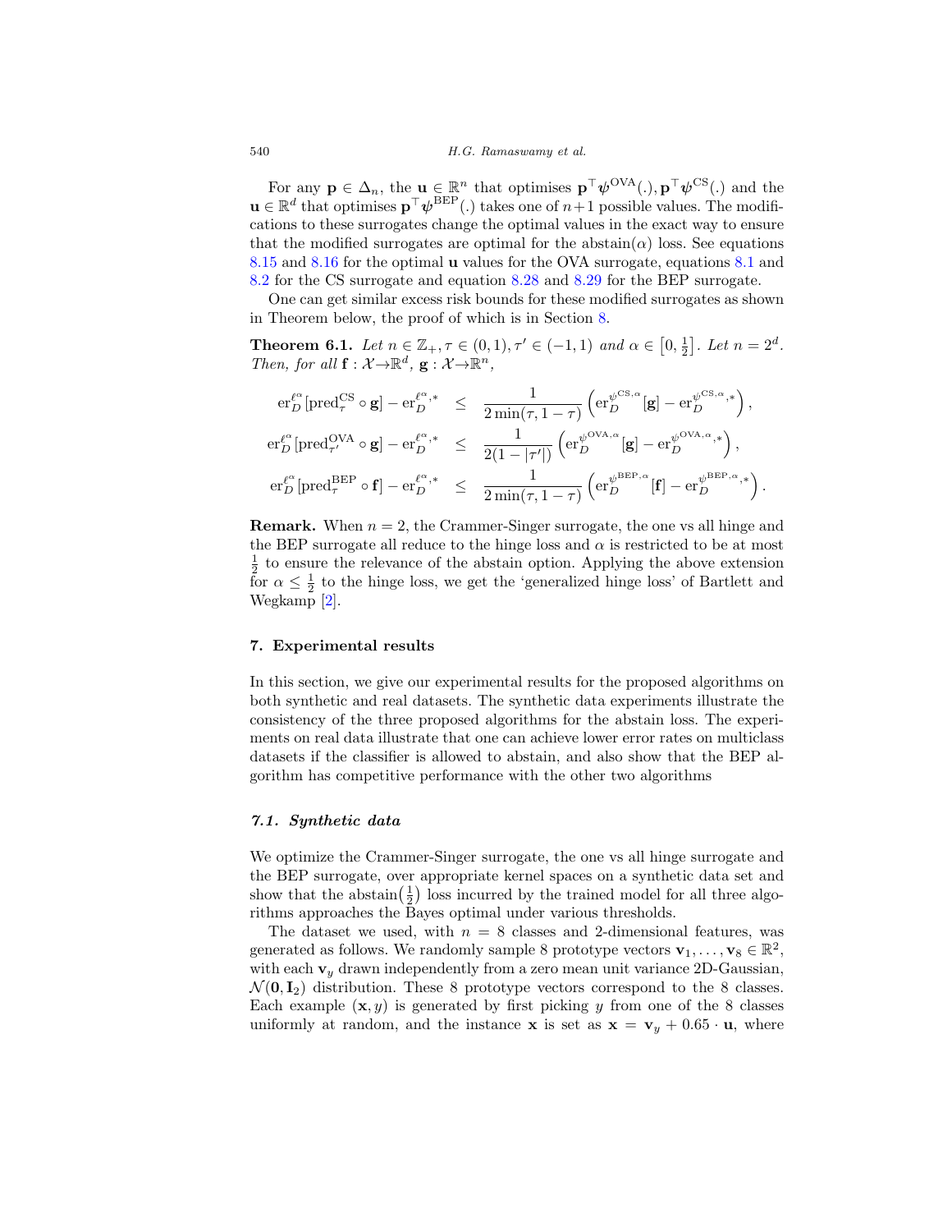For any $\mathbf{p} \in \Delta_n$, the $\mathbf{u} \in \mathbb{R}^n$ that optimises $\mathbf{p}^\top \boldsymbol{\psi}^{\mathrm{OVA}}(.)$, $\mathbf{p}^\top \boldsymbol{\psi}^{\mathrm{CS}}(.)$ and the $\mathbf{u} \in \mathbb{R}^d$ that optimises $\mathbf{p}^\top \boldsymbol{\psi}^{\mathrm{BEP}}(.)$ takes one of $n+1$ possible values. The modifications to these surrogates change the optimal values in the exact way to ensure that the modified surrogates are optimal for the abstain($\alpha$) loss. See equations 8.15 and 8.16 for the optimal $\mathbf{u}$ values for the OVA surrogate, equations 8.1 and 8.2 for the CS surrogate and equation 8.28 and 8.29 for the BEP surrogate.

One can get similar excess risk bounds for these modified surrogates as shown in Theorem below, the proof of which is in Section 8.

**Theorem 6.1.** *Let $n \in \mathbb{Z}_+, \tau \in (0,1), \tau' \in (-1,1)$ and $\alpha \in \left[0, \frac{1}{2}\right]$. Let $n = 2^d$. Then, for all $\mathbf{f} : \mathcal{X} \to \mathbb{R}^d$, $\mathbf{g} : \mathcal{X} \to \mathbb{R}^n$,*

$$
\begin{aligned}
\mathrm{er}_D^{\ell^\alpha}[\mathrm{pred}_\tau^{\mathrm{CS}} \circ \mathbf{g}] - \mathrm{er}_D^{\ell^\alpha,*} &\leq \frac{1}{2\min(\tau, 1-\tau)} \left( \mathrm{er}_D^{\psi^{\mathrm{CS},\alpha}}[\mathbf{g}] - \mathrm{er}_D^{\psi^{\mathrm{CS},\alpha},*} \right), \\
\mathrm{er}_D^{\ell^\alpha}[\mathrm{pred}_{\tau'}^{\mathrm{OVA}} \circ \mathbf{g}] - \mathrm{er}_D^{\ell^\alpha,*} &\leq \frac{1}{2(1-|\tau'|)} \left( \mathrm{er}_D^{\psi^{\mathrm{OVA},\alpha}}[\mathbf{g}] - \mathrm{er}_D^{\psi^{\mathrm{OVA},\alpha},*} \right), \\
\mathrm{er}_D^{\ell^\alpha}[\mathrm{pred}_\tau^{\mathrm{BEP}} \circ \mathbf{f}] - \mathrm{er}_D^{\ell^\alpha,*} &\leq \frac{1}{2\min(\tau, 1-\tau)} \left( \mathrm{er}_D^{\psi^{\mathrm{BEP},\alpha}}[\mathbf{f}] - \mathrm{er}_D^{\psi^{\mathrm{BEP},\alpha},*} \right).
\end{aligned}
$$

**Remark.** When $n = 2$, the Crammer-Singer surrogate, the one vs all hinge and the BEP surrogate all reduce to the hinge loss and $\alpha$ is restricted to be at most $\frac{1}{2}$ to ensure the relevance of the abstain option. Applying the above extension for $\alpha \leq \frac{1}{2}$ to the hinge loss, we get the 'generalized hinge loss' of Bartlett and Wegkamp [2].

## 7. Experimental results

In this section, we give our experimental results for the proposed algorithms on both synthetic and real datasets. The synthetic data experiments illustrate the consistency of the three proposed algorithms for the abstain loss. The experiments on real data illustrate that one can achieve lower error rates on multiclass datasets if the classifier is allowed to abstain, and also show that the BEP algorithm has competitive performance with the other two algorithms

### *7.1. Synthetic data*

We optimize the Crammer-Singer surrogate, the one vs all hinge surrogate and the BEP surrogate, over appropriate kernel spaces on a synthetic data set and show that the abstain$\left(\frac{1}{2}\right)$ loss incurred by the trained model for all three algorithms approaches the Bayes optimal under various thresholds.

The dataset we used, with $n = 8$ classes and 2-dimensional features, was generated as follows. We randomly sample 8 prototype vectors $\mathbf{v}_1, \ldots, \mathbf{v}_8 \in \mathbb{R}^2$, with each $\mathbf{v}_y$ drawn independently from a zero mean unit variance 2D-Gaussian, $\mathcal{N}(\mathbf{0}, \mathbf{I}_2)$ distribution. These 8 prototype vectors correspond to the 8 classes. Each example $(\mathbf{x}, y)$ is generated by first picking $y$ from one of the 8 classes uniformly at random, and the instance $\mathbf{x}$ is set as $\mathbf{x} = \mathbf{v}_y + 0.65 \cdot \mathbf{u}$, where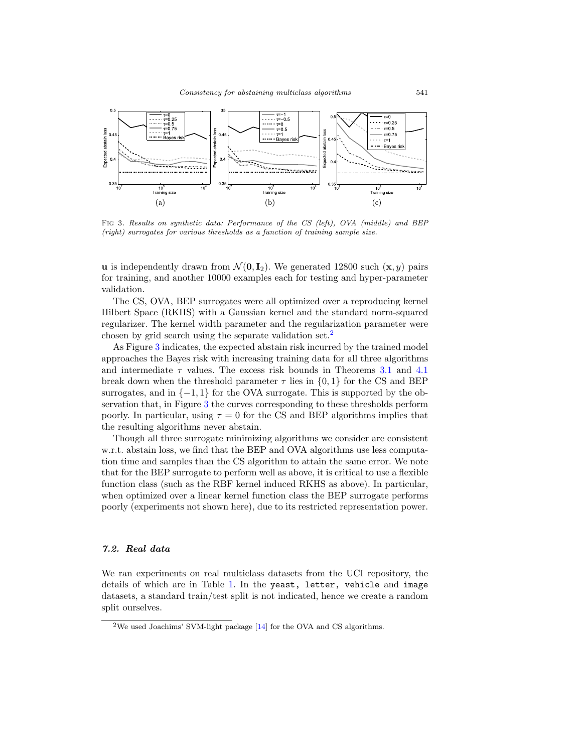FIG 3. *Results on synthetic data: Performance of the CS (left), OVA (middle) and BEP (right) surrogates for various thresholds as a function of training sample size.*

$\mathbf{u}$ is independently drawn from $\mathcal{N}(\mathbf{0}, \mathbf{I}_2)$. We generated 12800 such $(\mathbf{x}, y)$ pairs for training, and another 10000 examples each for testing and hyper-parameter validation.

The CS, OVA, BEP surrogates were all optimized over a reproducing kernel Hilbert Space (RKHS) with a Gaussian kernel and the standard norm-squared regularizer. The kernel width parameter and the regularization parameter were chosen by grid search using the separate validation set.[2]

As Figure 3 indicates, the expected abstain risk incurred by the trained model approaches the Bayes risk with increasing training data for all three algorithms and intermediate $\tau$ values. The excess risk bounds in Theorems 3.1 and 4.1 break down when the threshold parameter $\tau$ lies in $\{0, 1\}$ for the CS and BEP surrogates, and in $\{-1, 1\}$ for the OVA surrogate. This is supported by the observation that, in Figure 3 the curves corresponding to these thresholds perform poorly. In particular, using $\tau = 0$ for the CS and BEP algorithms implies that the resulting algorithms never abstain.

Though all three surrogate minimizing algorithms we consider are consistent w.r.t. abstain loss, we find that the BEP and OVA algorithms use less computation time and samples than the CS algorithm to attain the same error. We note that for the BEP surrogate to perform well as above, it is critical to use a flexible function class (such as the RBF kernel induced RKHS as above). In particular, when optimized over a linear kernel function class the BEP surrogate performs poorly (experiments not shown here), due to its restricted representation power.

### 7.2. *Real data*

We ran experiments on real multiclass datasets from the UCI repository, the details of which are in Table 1. In the `yeast, letter, vehicle` and `image` datasets, a standard train/test split is not indicated, hence we create a random split ourselves.

[2]We used Joachims' SVM-light package [14] for the OVA and CS algorithms.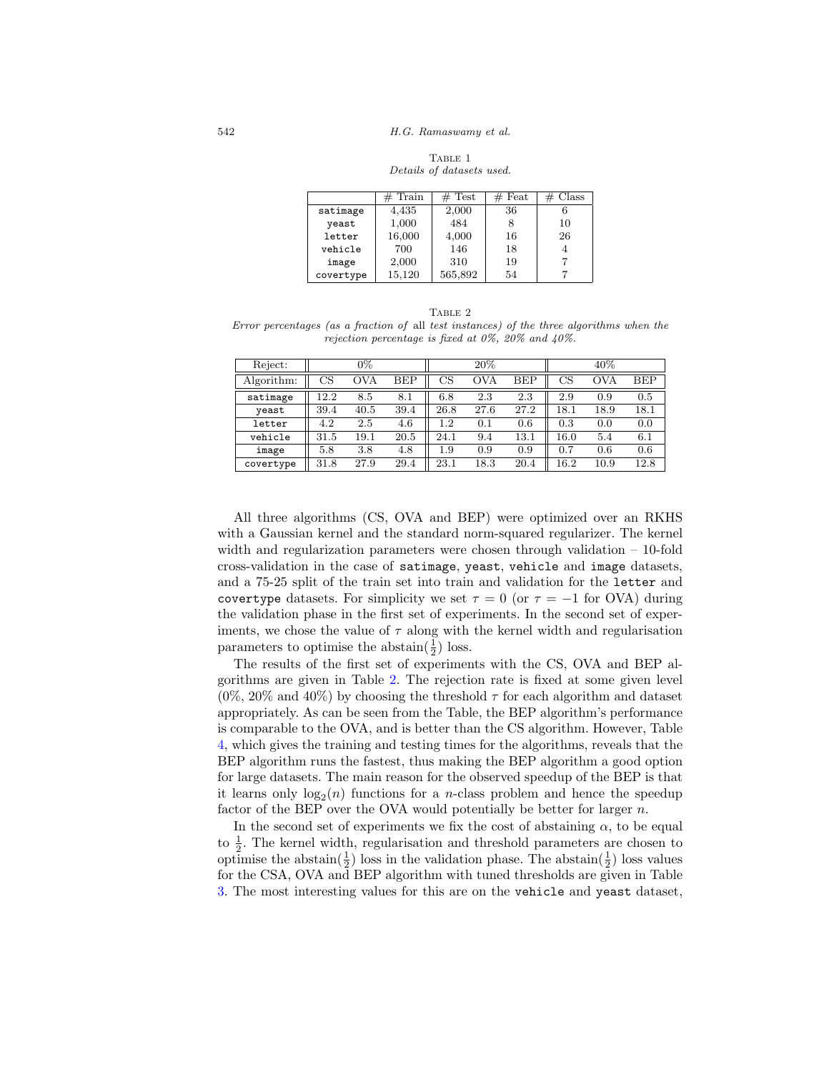Table 1
*Details of datasets used.*

| | # Train | # Test | # Feat | # Class |
|---|---|---|---|---|
| `satimage` | 4,435 | 2,000 | 36 | 6 |
| `yeast` | 1,000 | 484 | 8 | 10 |
| `letter` | 16,000 | 4,000 | 16 | 26 |
| `vehicle` | 700 | 146 | 18 | 4 |
| `image` | 2,000 | 310 | 19 | 7 |
| `covertype` | 15,120 | 565,892 | 54 | 7 |

Table 2
*Error percentages (as a fraction of* all *test instances) of the three algorithms when the rejection percentage is fixed at 0%, 20% and 40%.*

| Reject: | 0% | | | 20% | | | 40% | | |
|---|---|---|---|---|---|---|---|---|---|
| Algorithm: | CS | OVA | BEP | CS | OVA | BEP | CS | OVA | BEP |
| `satimage` | 12.2 | 8.5 | 8.1 | 6.8 | 2.3 | 2.3 | 2.9 | 0.9 | 0.5 |
| `yeast` | 39.4 | 40.5 | 39.4 | 26.8 | 27.6 | 27.2 | 18.1 | 18.9 | 18.1 |
| `letter` | 4.2 | 2.5 | 4.6 | 1.2 | 0.1 | 0.6 | 0.3 | 0.0 | 0.0 |
| `vehicle` | 31.5 | 19.1 | 20.5 | 24.1 | 9.4 | 13.1 | 16.0 | 5.4 | 6.1 |
| `image` | 5.8 | 3.8 | 4.8 | 1.9 | 0.9 | 0.9 | 0.7 | 0.6 | 0.6 |
| `covertype` | 31.8 | 27.9 | 29.4 | 23.1 | 18.3 | 20.4 | 16.2 | 10.9 | 12.8 |

All three algorithms (CS, OVA and BEP) were optimized over an RKHS with a Gaussian kernel and the standard norm-squared regularizer. The kernel width and regularization parameters were chosen through validation – 10-fold cross-validation in the case of `satimage`, `yeast`, `vehicle` and `image` datasets, and a 75-25 split of the train set into train and validation for the `letter` and `covertype` datasets. For simplicity we set $\tau = 0$ (or $\tau = -1$ for OVA) during the validation phase in the first set of experiments. In the second set of experiments, we chose the value of $\tau$ along with the kernel width and regularisation parameters to optimise the abstain($\frac{1}{2}$) loss.

The results of the first set of experiments with the CS, OVA and BEP algorithms are given in Table 2. The rejection rate is fixed at some given level (0%, 20% and 40%) by choosing the threshold $\tau$ for each algorithm and dataset appropriately. As can be seen from the Table, the BEP algorithm's performance is comparable to the OVA, and is better than the CS algorithm. However, Table 4, which gives the training and testing times for the algorithms, reveals that the BEP algorithm runs the fastest, thus making the BEP algorithm a good option for large datasets. The main reason for the observed speedup of the BEP is that it learns only $\log_2(n)$ functions for a $n$-class problem and hence the speedup factor of the BEP over the OVA would potentially be better for larger $n$.

In the second set of experiments we fix the cost of abstaining $\alpha$, to be equal to $\frac{1}{2}$. The kernel width, regularisation and threshold parameters are chosen to optimise the abstain($\frac{1}{2}$) loss in the validation phase. The abstain($\frac{1}{2}$) loss values for the CSA, OVA and BEP algorithm with tuned thresholds are given in Table 3. The most interesting values for this are on the `vehicle` and `yeast` dataset,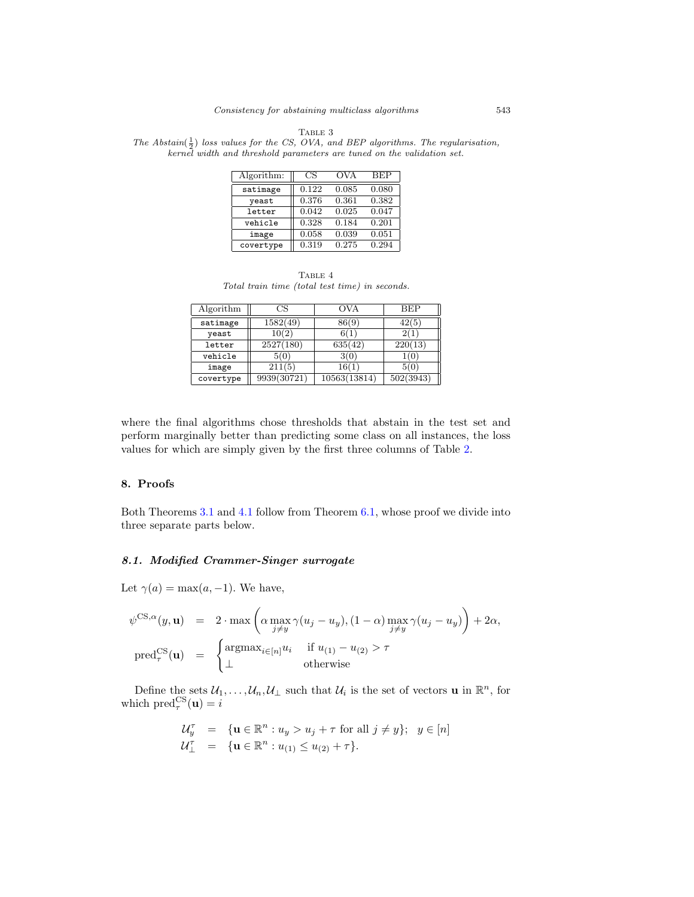Table 3

*The Abstain($\frac{1}{2}$) loss values for the CS, OVA, and BEP algorithms. The regularisation, kernel width and threshold parameters are tuned on the validation set.*

| Algorithm: | CS | OVA | BEP |
|---|---|---|---|
| satimage | 0.122 | 0.085 | 0.080 |
| yeast | 0.376 | 0.361 | 0.382 |
| letter | 0.042 | 0.025 | 0.047 |
| vehicle | 0.328 | 0.184 | 0.201 |
| image | 0.058 | 0.039 | 0.051 |
| covertype | 0.319 | 0.275 | 0.294 |

Table 4

*Total train time (total test time) in seconds.*

| Algorithm | CS | OVA | BEP |
|---|---|---|---|
| satimage | 1582(49) | 86(9) | 42(5) |
| yeast | 10(2) | 6(1) | 2(1) |
| letter | 2527(180) | 635(42) | 220(13) |
| vehicle | 5(0) | 3(0) | 1(0) |
| image | 211(5) | 16(1) | 5(0) |
| covertype | 9939(30721) | 10563(13814) | 502(3943) |

where the final algorithms chose thresholds that abstain in the test set and perform marginally better than predicting some class on all instances, the loss values for which are simply given by the first three columns of Table 2.

## 8. Proofs

Both Theorems 3.1 and 4.1 follow from Theorem 6.1, whose proof we divide into three separate parts below.

### 8.1. Modified Crammer-Singer surrogate

Let $\gamma(a) = \max(a, -1)$. We have,

$$
\begin{aligned}
\psi^{\mathrm{CS},\alpha}(y, \mathbf{u}) &= 2 \cdot \max\left(\alpha \max_{j \neq y} \gamma(u_j - u_y), (1-\alpha) \max_{j \neq y} \gamma(u_j - u_y)\right) + 2\alpha, \\
\mathrm{pred}^{\mathrm{CS}}_{\tau}(\mathbf{u}) &= \begin{cases} \mathrm{argmax}_{i \in [n]} u_i & \text{if } u_{(1)} - u_{(2)} > \tau \\ \perp & \text{otherwise} \end{cases}
\end{aligned}
$$

Define the sets $\mathcal{U}_1, \ldots, \mathcal{U}_n, \mathcal{U}_\perp$ such that $\mathcal{U}_i$ is the set of vectors $\mathbf{u}$ in $\mathbb{R}^n$, for which $\mathrm{pred}^{\mathrm{CS}}_{\tau}(\mathbf{u}) = i$

$$
\begin{aligned}
\mathcal{U}^{\tau}_y &= \{\mathbf{u} \in \mathbb{R}^n : u_y > u_j + \tau \text{ for all } j \neq y\}; \quad y \in [n] \\
\mathcal{U}^{\tau}_\perp &= \{\mathbf{u} \in \mathbb{R}^n : u_{(1)} \leq u_{(2)} + \tau\}.
\end{aligned}
$$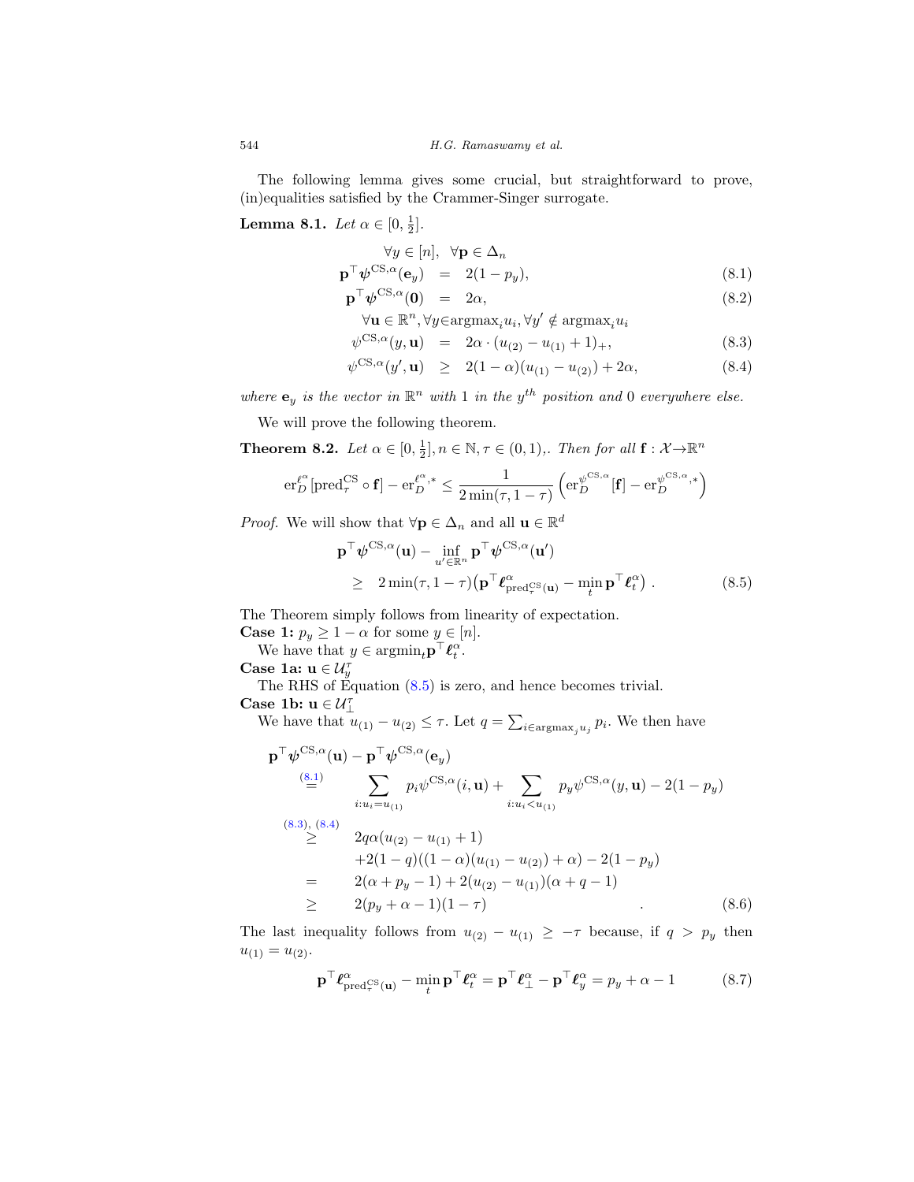The following lemma gives some crucial, but straightforward to prove, (in)equalities satisfied by the Crammer-Singer surrogate.

**Lemma 8.1.** *Let* $\alpha \in [0, \frac{1}{2}]$.

$$
\begin{aligned}
&\forall y \in [n], \ \ \forall \mathbf{p} \in \Delta_n \\
\mathbf{p}^\top \boldsymbol{\psi}^{\mathrm{CS},\alpha}(\mathbf{e}_y) \ &= \ 2(1-p_y), && (8.1)\\
\mathbf{p}^\top \boldsymbol{\psi}^{\mathrm{CS},\alpha}(\mathbf{0}) \ &= \ 2\alpha, && (8.2)\\
&\forall \mathbf{u} \in \mathbb{R}^n, \forall y \in \mathrm{argmax}_i u_i, \forall y' \notin \mathrm{argmax}_i u_i \\
\psi^{\mathrm{CS},\alpha}(y,\mathbf{u}) \ &= \ 2\alpha \cdot (u_{(2)} - u_{(1)} + 1)_+, && (8.3)\\
\psi^{\mathrm{CS},\alpha}(y',\mathbf{u}) \ &\geq \ 2(1-\alpha)(u_{(1)} - u_{(2)}) + 2\alpha, && (8.4)
\end{aligned}
$$

*where* $\mathbf{e}_y$ *is the vector in* $\mathbb{R}^n$ *with* 1 *in the* $y^{th}$ *position and* 0 *everywhere else.*

We will prove the following theorem.

**Theorem 8.2.** *Let* $\alpha \in [0, \frac{1}{2}], n \in \mathbb{N}, \tau \in (0,1),$. *Then for all* $\mathbf{f} : \mathcal{X} \to \mathbb{R}^n$

$$
\mathrm{er}_D^{\ell^\alpha}[\mathrm{pred}_\tau^{\mathrm{CS}} \circ \mathbf{f}] - \mathrm{er}_D^{\ell^\alpha,*} \leq \frac{1}{2\min(\tau, 1-\tau)} \left( \mathrm{er}_D^{\psi^{\mathrm{CS},\alpha}}[\mathbf{f}] - \mathrm{er}_D^{\psi^{\mathrm{CS},\alpha},*} \right)
$$

*Proof.* We will show that $\forall \mathbf{p} \in \Delta_n$ and all $\mathbf{u} \in \mathbb{R}^d$

$$
\begin{aligned}
&\mathbf{p}^\top \boldsymbol{\psi}^{\mathrm{CS},\alpha}(\mathbf{u}) - \inf_{u' \in \mathbb{R}^n} \mathbf{p}^\top \boldsymbol{\psi}^{\mathrm{CS},\alpha}(\mathbf{u}') \\
&\quad \geq \ 2\min(\tau, 1-\tau)\big(\mathbf{p}^\top \boldsymbol{\ell}^\alpha_{\mathrm{pred}_\tau^{\mathrm{CS}}(\mathbf{u})} - \min_t \mathbf{p}^\top \boldsymbol{\ell}^\alpha_t\big) \, . \qquad (8.5)
\end{aligned}
$$

The Theorem simply follows from linearity of expectation.

**Case 1:** $p_y \geq 1-\alpha$ for some $y \in [n]$.

We have that $y \in \mathrm{argmin}_t \mathbf{p}^\top \boldsymbol{\ell}^\alpha_t$.

**Case 1a:** $\mathbf{u} \in \mathcal{U}_y^\tau$

The RHS of Equation (8.5) is zero, and hence becomes trivial.

**Case 1b:** $\mathbf{u} \in \mathcal{U}_\perp^\tau$

We have that $u_{(1)} - u_{(2)} \leq \tau$. Let $q = \sum_{i \in \mathrm{argmax}_j u_j} p_i$. We then have

$$
\begin{aligned}
&\mathbf{p}^\top \boldsymbol{\psi}^{\mathrm{CS},\alpha}(\mathbf{u}) - \mathbf{p}^\top \boldsymbol{\psi}^{\mathrm{CS},\alpha}(\mathbf{e}_y) \\
&\overset{(8.1)}{=} \quad \sum_{i: u_i = u_{(1)}} p_i \psi^{\mathrm{CS},\alpha}(i,\mathbf{u}) + \sum_{i: u_i < u_{(1)}} p_y \psi^{\mathrm{CS},\alpha}(y,\mathbf{u}) - 2(1-p_y) \\
&\overset{(8.3),\,(8.4)}{\geq} \quad 2q\alpha(u_{(2)} - u_{(1)} + 1) \\
&\qquad\quad + 2(1-q)((1-\alpha)(u_{(1)} - u_{(2)}) + \alpha) - 2(1-p_y) \\
&= \quad 2(\alpha + p_y - 1) + 2(u_{(2)} - u_{(1)})(\alpha + q - 1) \\
&\geq \quad 2(p_y + \alpha - 1)(1-\tau) \qquad\qquad\qquad\qquad\qquad\qquad (8.6)
\end{aligned}
$$

The last inequality follows from $u_{(2)} - u_{(1)} \geq -\tau$ because, if $q > p_y$ then $u_{(1)} = u_{(2)}$.

$$
\mathbf{p}^\top \boldsymbol{\ell}^\alpha_{\mathrm{pred}_\tau^{\mathrm{CS}}(\mathbf{u})} - \min_t \mathbf{p}^\top \boldsymbol{\ell}^\alpha_t = \mathbf{p}^\top \boldsymbol{\ell}^\alpha_\perp - \mathbf{p}^\top \boldsymbol{\ell}^\alpha_y = p_y + \alpha - 1 \qquad (8.7)
$$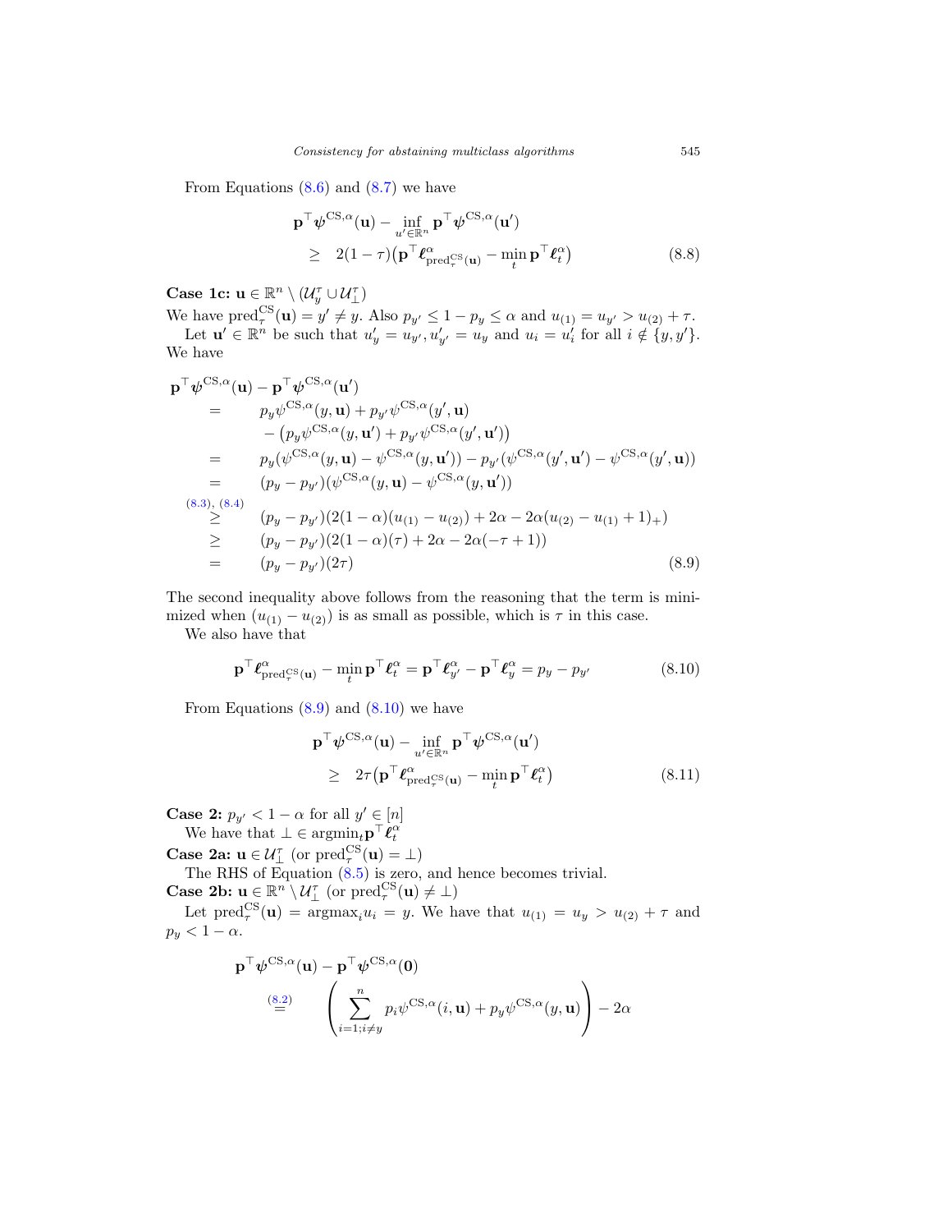From Equations (8.6) and (8.7) we have

$$
\begin{aligned}
&\mathbf{p}^\top \boldsymbol{\psi}^{\mathrm{CS},\alpha}(\mathbf{u}) - \inf_{u' \in \mathbb{R}^n} \mathbf{p}^\top \boldsymbol{\psi}^{\mathrm{CS},\alpha}(\mathbf{u}') \\
&\quad \geq \quad 2(1-\tau)\big(\mathbf{p}^\top \boldsymbol{\ell}^\alpha_{\mathrm{pred}^{\mathrm{CS}}_\tau(\mathbf{u})} - \min_t \mathbf{p}^\top \boldsymbol{\ell}^\alpha_t\big)
\end{aligned} \tag{8.8}
$$

**Case 1c: $\mathbf{u} \in \mathbb{R}^n \setminus (\mathcal{U}^\tau_y \cup \mathcal{U}^\tau_\perp)$**

We have $\mathrm{pred}^{\mathrm{CS}}_\tau(\mathbf{u}) = y' \neq y$. Also $p_{y'} \leq 1 - p_y \leq \alpha$ and $u_{(1)} = u_{y'} > u_{(2)} + \tau$.

Let $\mathbf{u}' \in \mathbb{R}^n$ be such that $u'_y = u_{y'}, u'_{y'} = u_y$ and $u_i = u'_i$ for all $i \notin \{y, y'\}$. We have

$$
\begin{aligned}
\mathbf{p}^\top \boldsymbol{\psi}^{\mathrm{CS},\alpha}(\mathbf{u}) - \mathbf{p}^\top \boldsymbol{\psi}^{\mathrm{CS},\alpha}(\mathbf{u}')
&= \quad p_y \psi^{\mathrm{CS},\alpha}(y, \mathbf{u}) + p_{y'} \psi^{\mathrm{CS},\alpha}(y', \mathbf{u}) \\
&\quad\quad - \big(p_y \psi^{\mathrm{CS},\alpha}(y, \mathbf{u}') + p_{y'} \psi^{\mathrm{CS},\alpha}(y', \mathbf{u}')\big) \\
&= \quad p_y(\psi^{\mathrm{CS},\alpha}(y, \mathbf{u}) - \psi^{\mathrm{CS},\alpha}(y, \mathbf{u}')) - p_{y'}(\psi^{\mathrm{CS},\alpha}(y', \mathbf{u}') - \psi^{\mathrm{CS},\alpha}(y', \mathbf{u})) \\
&= \quad (p_y - p_{y'})(\psi^{\mathrm{CS},\alpha}(y, \mathbf{u}) - \psi^{\mathrm{CS},\alpha}(y, \mathbf{u}')) \\
&\overset{(8.3),\,(8.4)}{\geq} \quad (p_y - p_{y'})(2(1-\alpha)(u_{(1)} - u_{(2)}) + 2\alpha - 2\alpha(u_{(2)} - u_{(1)} + 1)_+) \\
&\geq \quad (p_y - p_{y'})(2(1-\alpha)(\tau) + 2\alpha - 2\alpha(-\tau + 1)) \\
&= \quad (p_y - p_{y'})(2\tau)
\end{aligned} \tag{8.9}
$$

The second inequality above follows from the reasoning that the term is minimized when $(u_{(1)} - u_{(2)})$ is as small as possible, which is $\tau$ in this case.

We also have that

$$
\mathbf{p}^\top \boldsymbol{\ell}^\alpha_{\mathrm{pred}^{\mathrm{CS}}_\tau(\mathbf{u})} - \min_t \mathbf{p}^\top \boldsymbol{\ell}^\alpha_t = \mathbf{p}^\top \boldsymbol{\ell}^\alpha_{y'} - \mathbf{p}^\top \boldsymbol{\ell}^\alpha_y = p_y - p_{y'} \tag{8.10}
$$

From Equations (8.9) and (8.10) we have

$$
\begin{aligned}
&\mathbf{p}^\top \boldsymbol{\psi}^{\mathrm{CS},\alpha}(\mathbf{u}) - \inf_{u' \in \mathbb{R}^n} \mathbf{p}^\top \boldsymbol{\psi}^{\mathrm{CS},\alpha}(\mathbf{u}') \\
&\quad \geq \quad 2\tau\big(\mathbf{p}^\top \boldsymbol{\ell}^\alpha_{\mathrm{pred}^{\mathrm{CS}}_\tau(\mathbf{u})} - \min_t \mathbf{p}^\top \boldsymbol{\ell}^\alpha_t\big)
\end{aligned} \tag{8.11}
$$

**Case 2: $p_{y'} < 1 - \alpha$ for all $y' \in [n]$**

We have that $\perp \in \mathrm{argmin}_t \mathbf{p}^\top \boldsymbol{\ell}^\alpha_t$

**Case 2a: $\mathbf{u} \in \mathcal{U}^\tau_\perp$ (or $\mathrm{pred}^{\mathrm{CS}}_\tau(\mathbf{u}) = \perp$)**

The RHS of Equation (8.5) is zero, and hence becomes trivial.

**Case 2b: $\mathbf{u} \in \mathbb{R}^n \setminus \mathcal{U}^\tau_\perp$ (or $\mathrm{pred}^{\mathrm{CS}}_\tau(\mathbf{u}) \neq \perp$)**

Let $\mathrm{pred}^{\mathrm{CS}}_\tau(\mathbf{u}) = \mathrm{argmax}_i u_i = y$. We have that $u_{(1)} = u_y > u_{(2)} + \tau$ and $p_y < 1 - \alpha$.

$$
\begin{aligned}
&\mathbf{p}^\top \boldsymbol{\psi}^{\mathrm{CS},\alpha}(\mathbf{u}) - \mathbf{p}^\top \boldsymbol{\psi}^{\mathrm{CS},\alpha}(\mathbf{0}) \\
&\quad \overset{(8.2)}{=} \quad \left( \sum_{i=1; i \neq y}^n p_i \psi^{\mathrm{CS},\alpha}(i, \mathbf{u}) + p_y \psi^{\mathrm{CS},\alpha}(y, \mathbf{u}) \right) - 2\alpha
\end{aligned}
$$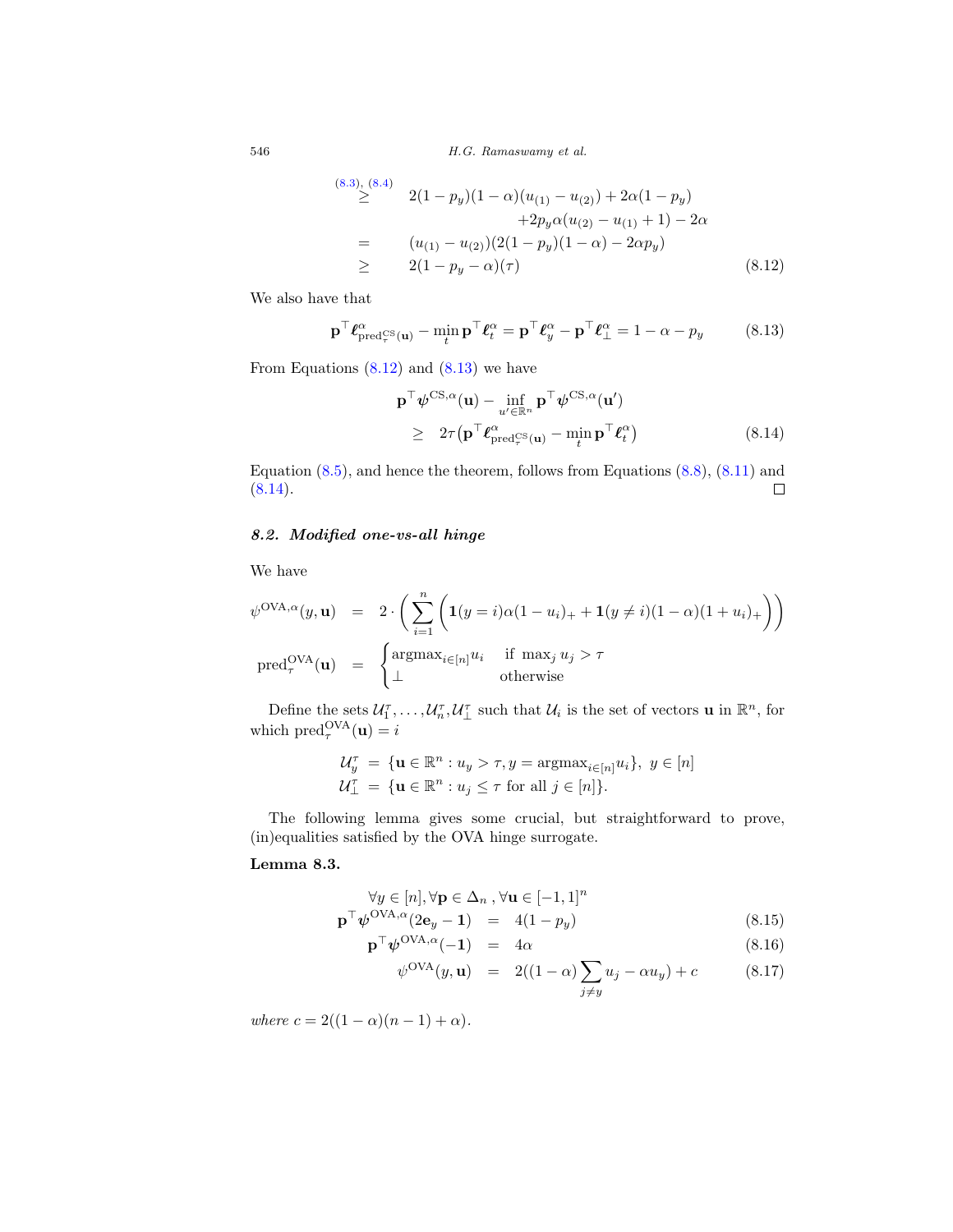$$
\begin{aligned}
&\overset{(8.3),\,(8.4)}{\geq} \quad 2(1-p_y)(1-\alpha)(u_{(1)}-u_{(2)}) + 2\alpha(1-p_y) \\
&\qquad\qquad + 2p_y\alpha(u_{(2)}-u_{(1)}+1) - 2\alpha \\
&= \quad (u_{(1)}-u_{(2)})(2(1-p_y)(1-\alpha) - 2\alpha p_y) \\
&\geq \quad 2(1-p_y-\alpha)(\tau) \qquad (8.12)
\end{aligned}
$$

We also have that

$$
\mathbf{p}^\top \boldsymbol{\ell}^\alpha_{\mathrm{pred}^{\mathrm{CS}}_\tau(\mathbf{u})} - \min_t \mathbf{p}^\top \boldsymbol{\ell}^\alpha_t = \mathbf{p}^\top \boldsymbol{\ell}^\alpha_y - \mathbf{p}^\top \boldsymbol{\ell}^\alpha_\perp = 1-\alpha-p_y \qquad (8.13)
$$

From Equations (8.12) and (8.13) we have

$$
\begin{aligned}
&\mathbf{p}^\top \boldsymbol{\psi}^{\mathrm{CS},\alpha}(\mathbf{u}) - \inf_{u' \in \mathbb{R}^n} \mathbf{p}^\top \boldsymbol{\psi}^{\mathrm{CS},\alpha}(\mathbf{u}') \\
&\geq \quad 2\tau\big(\mathbf{p}^\top \boldsymbol{\ell}^\alpha_{\mathrm{pred}^{\mathrm{CS}}_\tau(\mathbf{u})} - \min_t \mathbf{p}^\top \boldsymbol{\ell}^\alpha_t\big) \qquad (8.14)
\end{aligned}
$$

Equation (8.5), and hence the theorem, follows from Equations (8.8), (8.11) and (8.14). □

### 8.2. *Modified one-vs-all hinge*

We have

$$
\psi^{\mathrm{OVA},\alpha}(y,\mathbf{u}) = 2 \cdot \left( \sum_{i=1}^n \Big( \mathbf{1}(y=i)\alpha(1-u_i)_+ + \mathbf{1}(y \neq i)(1-\alpha)(1+u_i)_+ \Big) \right)
$$

$$
\mathrm{pred}^{\mathrm{OVA}}_\tau(\mathbf{u}) = \begin{cases} \mathrm{argmax}_{i\in[n]} u_i & \text{if } \max_j u_j > \tau \\ \perp & \text{otherwise} \end{cases}
$$

Define the sets $\mathcal{U}_1^\tau, \ldots, \mathcal{U}_n^\tau, \mathcal{U}_\perp^\tau$ such that $\mathcal{U}_i$ is the set of vectors $\mathbf{u}$ in $\mathbb{R}^n$, for which $\mathrm{pred}^{\mathrm{OVA}}_\tau(\mathbf{u}) = i$

$$
\begin{aligned}
\mathcal{U}_y^\tau &= \{\mathbf{u} \in \mathbb{R}^n : u_y > \tau, y = \mathrm{argmax}_{i\in[n]} u_i\},\ y \in [n] \\
\mathcal{U}_\perp^\tau &= \{\mathbf{u} \in \mathbb{R}^n : u_j \leq \tau \text{ for all } j \in [n]\}.
\end{aligned}
$$

The following lemma gives some crucial, but straightforward to prove, (in)equalities satisfied by the OVA hinge surrogate.

**Lemma 8.3.**

$$
\begin{aligned}
&\forall y \in [n], \forall \mathbf{p} \in \Delta_n, \forall \mathbf{u} \in [-1,1]^n \\
\mathbf{p}^\top \boldsymbol{\psi}^{\mathrm{OVA},\alpha}(2\mathbf{e}_y - \mathbf{1}) &= 4(1-p_y) \qquad (8.15) \\
\mathbf{p}^\top \boldsymbol{\psi}^{\mathrm{OVA},\alpha}(-\mathbf{1}) &= 4\alpha \qquad (8.16) \\
\psi^{\mathrm{OVA}}(y,\mathbf{u}) &= 2((1-\alpha)\sum_{j\neq y} u_j - \alpha u_y) + c \qquad (8.17)
\end{aligned}
$$

*where* $c = 2((1-\alpha)(n-1)+\alpha)$.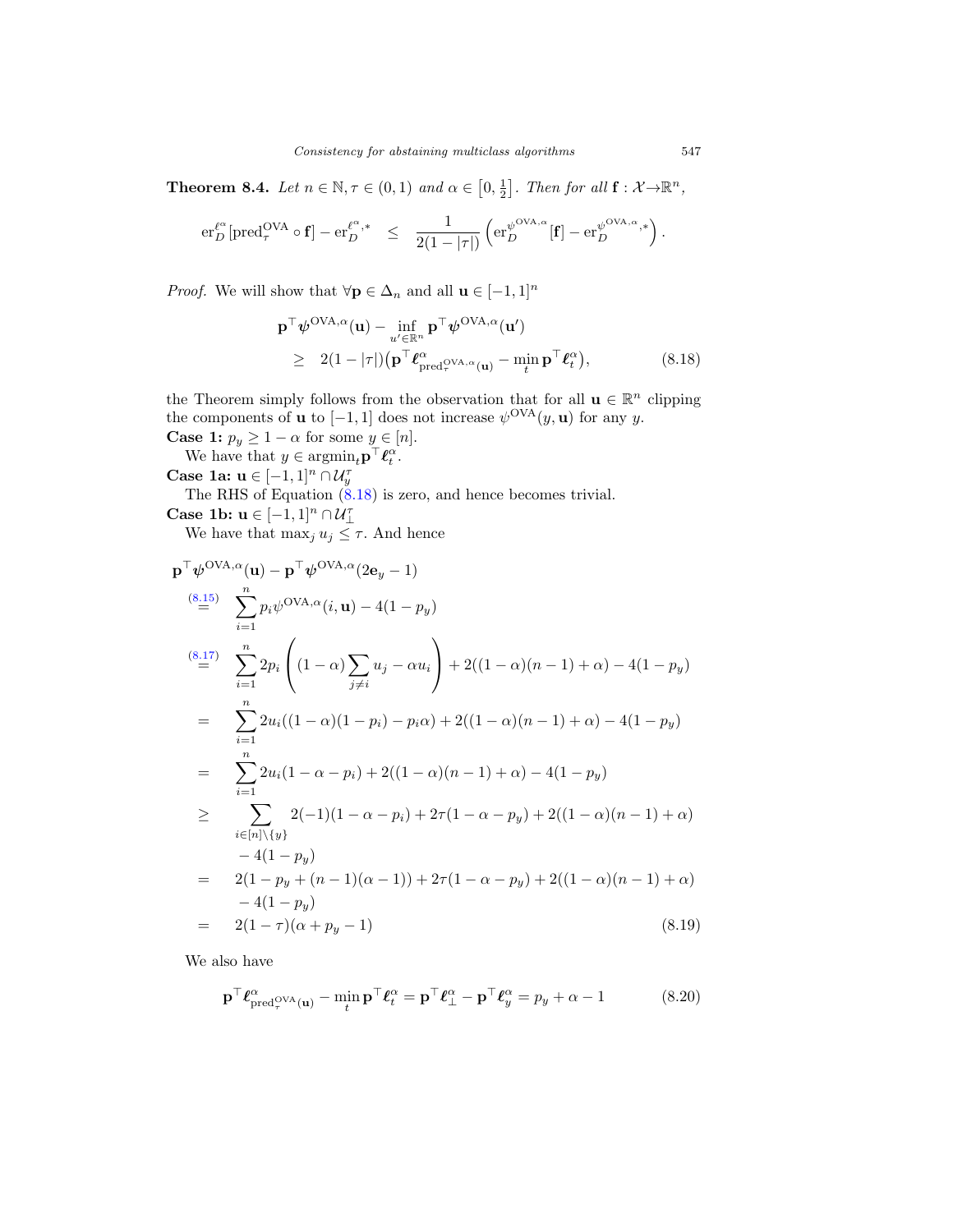**Theorem 8.4.** *Let $n \in \mathbb{N}, \tau \in (0,1)$ and $\alpha \in \left[0, \frac{1}{2}\right]$. Then for all $\mathbf{f} : \mathcal{X} \to \mathbb{R}^n$,*

$$\mathrm{er}_D^{\ell^\alpha}[\mathrm{pred}_\tau^{\mathrm{OVA}} \circ \mathbf{f}] - \mathrm{er}_D^{\ell^\alpha,*} \quad \leq \quad \frac{1}{2(1-|\tau|)} \left( \mathrm{er}_D^{\psi^{\mathrm{OVA},\alpha}}[\mathbf{f}] - \mathrm{er}_D^{\psi^{\mathrm{OVA},\alpha},*} \right).$$

*Proof.* We will show that $\forall \mathbf{p} \in \Delta_n$ and all $\mathbf{u} \in [-1,1]^n$

$$\begin{aligned}
&\mathbf{p}^\top \boldsymbol{\psi}^{\mathrm{OVA},\alpha}(\mathbf{u}) - \inf_{u' \in \mathbb{R}^n} \mathbf{p}^\top \boldsymbol{\psi}^{\mathrm{OVA},\alpha}(\mathbf{u}') \\
&\geq \quad 2(1-|\tau|)\big(\mathbf{p}^\top \boldsymbol{\ell}^\alpha_{\mathrm{pred}_\tau^{\mathrm{OVA},\alpha}(\mathbf{u})} - \min_t \mathbf{p}^\top \boldsymbol{\ell}^\alpha_t\big),
\end{aligned} \tag{8.18}$$

the Theorem simply follows from the observation that for all $\mathbf{u} \in \mathbb{R}^n$ clipping the components of $\mathbf{u}$ to $[-1,1]$ does not increase $\psi^{\mathrm{OVA}}(y,\mathbf{u})$ for any $y$.

**Case 1:** $p_y \geq 1-\alpha$ for some $y \in [n]$.

We have that $y \in \mathrm{argmin}_t \mathbf{p}^\top \boldsymbol{\ell}^\alpha_t$.

**Case 1a:** $\mathbf{u} \in [-1,1]^n \cap \mathcal{U}^\tau_y$

The RHS of Equation (8.18) is zero, and hence becomes trivial.

**Case 1b:** $\mathbf{u} \in [-1,1]^n \cap \mathcal{U}^\tau_\perp$

We have that $\max_j u_j \leq \tau$. And hence

$$\begin{aligned}
&\mathbf{p}^\top \boldsymbol{\psi}^{\mathrm{OVA},\alpha}(\mathbf{u}) - \mathbf{p}^\top \boldsymbol{\psi}^{\mathrm{OVA},\alpha}(2\mathbf{e}_y - 1) \\
&\overset{(8.15)}{=} \quad \sum_{i=1}^n p_i \psi^{\mathrm{OVA},\alpha}(i,\mathbf{u}) - 4(1-p_y) \\
&\overset{(8.17)}{=} \quad \sum_{i=1}^n 2p_i \left( (1-\alpha)\sum_{j \neq i} u_j - \alpha u_i \right) + 2((1-\alpha)(n-1)+\alpha) - 4(1-p_y) \\
&= \quad \sum_{i=1}^n 2u_i((1-\alpha)(1-p_i) - p_i\alpha) + 2((1-\alpha)(n-1)+\alpha) - 4(1-p_y) \\
&= \quad \sum_{i=1}^n 2u_i(1-\alpha-p_i) + 2((1-\alpha)(n-1)+\alpha) - 4(1-p_y) \\
&\geq \quad \sum_{i \in [n]\setminus\{y\}} 2(-1)(1-\alpha-p_i) + 2\tau(1-\alpha-p_y) + 2((1-\alpha)(n-1)+\alpha) \\
&\qquad - 4(1-p_y) \\
&= \quad 2(1-p_y+(n-1)(\alpha-1)) + 2\tau(1-\alpha-p_y) + 2((1-\alpha)(n-1)+\alpha) \\
&\qquad - 4(1-p_y) \\
&= \quad 2(1-\tau)(\alpha+p_y-1)
\end{aligned} \tag{8.19}$$

We also have

$$\mathbf{p}^\top \boldsymbol{\ell}^\alpha_{\mathrm{pred}_\tau^{\mathrm{OVA}}(\mathbf{u})} - \min_t \mathbf{p}^\top \boldsymbol{\ell}^\alpha_t = \mathbf{p}^\top \boldsymbol{\ell}^\alpha_\perp - \mathbf{p}^\top \boldsymbol{\ell}^\alpha_y = p_y + \alpha - 1 \tag{8.20}$$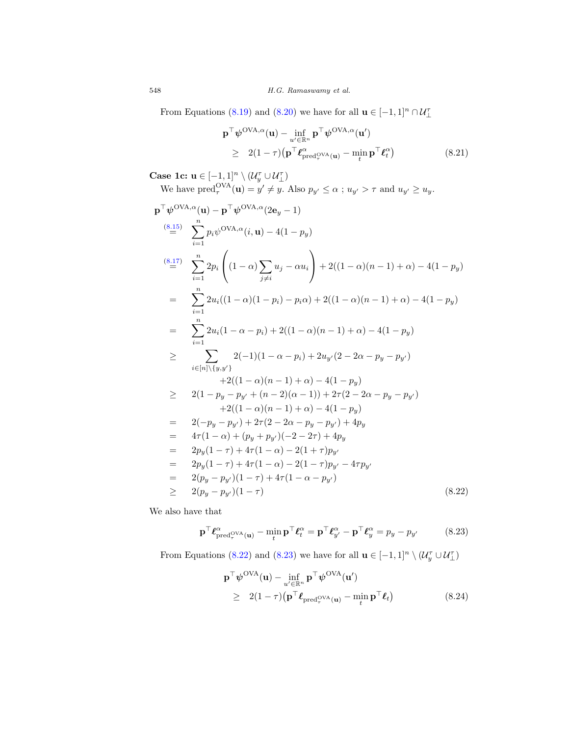From Equations (8.19) and (8.20) we have for all $\mathbf{u} \in [-1,1]^n \cap \mathcal{U}_\perp^\tau$

$$
\begin{aligned}
&\mathbf{p}^\top \boldsymbol{\psi}^{\mathrm{OVA},\alpha}(\mathbf{u}) - \inf_{u' \in \mathbb{R}^n} \mathbf{p}^\top \boldsymbol{\psi}^{\mathrm{OVA},\alpha}(\mathbf{u'}) \\
&\quad \geq \quad 2(1-\tau)\big(\mathbf{p}^\top \boldsymbol{\ell}^\alpha_{\mathrm{pred}_\tau^{\mathrm{OVA}}(\mathbf{u})} - \min_t \mathbf{p}^\top \boldsymbol{\ell}^\alpha_t\big) \qquad (8.21)
\end{aligned}
$$

**Case 1c: $\mathbf{u} \in [-1,1]^n \setminus (\mathcal{U}_y^\tau \cup \mathcal{U}_\perp^\tau)$**

We have $\mathrm{pred}_\tau^{\mathrm{OVA}}(\mathbf{u}) = y' \neq y$. Also $p_{y'} \leq \alpha$ ; $u_{y'} > \tau$ and $u_{y'} \geq u_y$.

$$
\begin{aligned}
&\mathbf{p}^\top \boldsymbol{\psi}^{\mathrm{OVA},\alpha}(\mathbf{u}) - \mathbf{p}^\top \boldsymbol{\psi}^{\mathrm{OVA},\alpha}(2\mathbf{e}_y - 1) \\
&\overset{(8.15)}{=} \quad \sum_{i=1}^n p_i \psi^{\mathrm{OVA},\alpha}(i,\mathbf{u}) - 4(1-p_y) \\
&\overset{(8.17)}{=} \quad \sum_{i=1}^n 2p_i \left( (1-\alpha)\sum_{j\neq i} u_j - \alpha u_i \right) + 2((1-\alpha)(n-1)+\alpha) - 4(1-p_y) \\
&= \quad \sum_{i=1}^n 2u_i((1-\alpha)(1-p_i) - p_i\alpha) + 2((1-\alpha)(n-1)+\alpha) - 4(1-p_y) \\
&= \quad \sum_{i=1}^n 2u_i(1-\alpha-p_i) + 2((1-\alpha)(n-1)+\alpha) - 4(1-p_y) \\
&\geq \quad \sum_{i\in[n]\setminus\{y,y'\}} 2(-1)(1-\alpha-p_i) + 2u_{y'}(2-2\alpha-p_y-p_{y'}) \\
&\qquad\qquad +2((1-\alpha)(n-1)+\alpha) - 4(1-p_y) \\
&\geq \quad 2(1-p_y-p_{y'}+(n-2)(\alpha-1)) + 2\tau(2-2\alpha-p_y-p_{y'}) \\
&\qquad\qquad +2((1-\alpha)(n-1)+\alpha) - 4(1-p_y) \\
&= \quad 2(-p_y-p_{y'}) + 2\tau(2-2\alpha-p_y-p_{y'}) + 4p_y \\
&= \quad 4\tau(1-\alpha) + (p_y+p_{y'})(-2-2\tau) + 4p_y \\
&= \quad 2p_y(1-\tau) + 4\tau(1-\alpha) - 2(1+\tau)p_{y'} \\
&= \quad 2p_y(1-\tau) + 4\tau(1-\alpha) - 2(1-\tau)p_{y'} - 4\tau p_{y'} \\
&= \quad 2(p_y-p_{y'})(1-\tau) + 4\tau(1-\alpha-p_{y'}) \\
&\geq \quad 2(p_y-p_{y'})(1-\tau) \qquad (8.22)
\end{aligned}
$$

We also have that

$$
\mathbf{p}^\top \boldsymbol{\ell}^\alpha_{\mathrm{pred}_\tau^{\mathrm{OVA}}(\mathbf{u})} - \min_t \mathbf{p}^\top \boldsymbol{\ell}^\alpha_t = \mathbf{p}^\top \boldsymbol{\ell}^\alpha_{y'} - \mathbf{p}^\top \boldsymbol{\ell}^\alpha_y = p_y - p_{y'} \qquad (8.23)
$$

From Equations (8.22) and (8.23) we have for all $\mathbf{u} \in [-1,1]^n \setminus (\mathcal{U}_y^\tau \cup \mathcal{U}_\perp^\tau)$

$$
\begin{aligned}
&\mathbf{p}^\top \boldsymbol{\psi}^{\mathrm{OVA}}(\mathbf{u}) - \inf_{u' \in \mathbb{R}^n} \mathbf{p}^\top \boldsymbol{\psi}^{\mathrm{OVA}}(\mathbf{u'}) \\
&\quad \geq \quad 2(1-\tau)\big(\mathbf{p}^\top \boldsymbol{\ell}_{\mathrm{pred}_\tau^{\mathrm{OVA}}(\mathbf{u})} - \min_t \mathbf{p}^\top \boldsymbol{\ell}_t\big) \qquad (8.24)
\end{aligned}
$$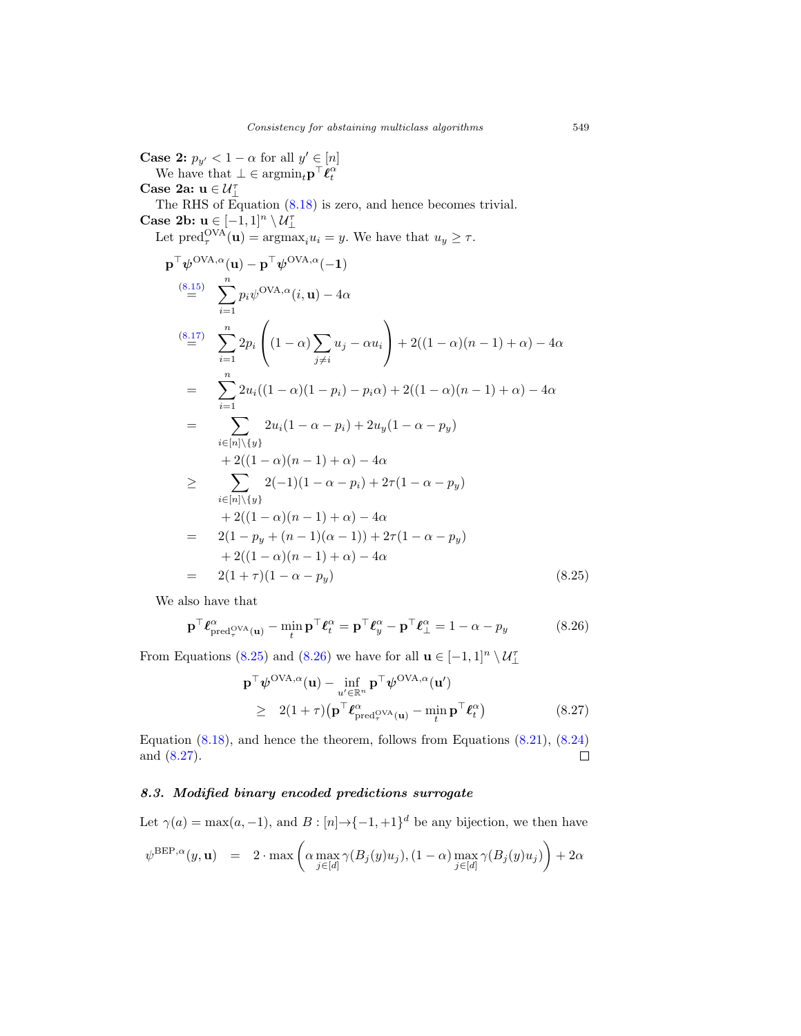**Case 2:** $p_{y'} < 1 - \alpha$ for all $y' \in [n]$

We have that $\perp \in \text{argmin}_t \mathbf{p}^\top \boldsymbol{\ell}_t^\alpha$

**Case 2a:** $\mathbf{u} \in \mathcal{U}_\perp^\tau$

The RHS of Equation (8.18) is zero, and hence becomes trivial.

**Case 2b:** $\mathbf{u} \in [-1, 1]^n \setminus \mathcal{U}_\perp^\tau$

Let $\text{pred}_\tau^{\text{OVA}}(\mathbf{u}) = \text{argmax}_i u_i = y$. We have that $u_y \geq \tau$.

$$
\begin{aligned}
&\mathbf{p}^\top \boldsymbol{\psi}^{\text{OVA},\alpha}(\mathbf{u}) - \mathbf{p}^\top \boldsymbol{\psi}^{\text{OVA},\alpha}(-\mathbf{1}) \\
&\overset{(8.15)}{=} \sum_{i=1}^n p_i \psi^{\text{OVA},\alpha}(i, \mathbf{u}) - 4\alpha \\
&\overset{(8.17)}{=} \sum_{i=1}^n 2p_i \left( (1-\alpha) \sum_{j \neq i} u_j - \alpha u_i \right) + 2((1-\alpha)(n-1) + \alpha) - 4\alpha \\
&= \sum_{i=1}^n 2u_i((1-\alpha)(1-p_i) - p_i \alpha) + 2((1-\alpha)(n-1) + \alpha) - 4\alpha \\
&= \sum_{i \in [n] \setminus \{y\}} 2u_i(1 - \alpha - p_i) + 2u_y(1 - \alpha - p_y) \\
&\quad + 2((1-\alpha)(n-1) + \alpha) - 4\alpha \\
&\geq \sum_{i \in [n] \setminus \{y\}} 2(-1)(1 - \alpha - p_i) + 2\tau(1 - \alpha - p_y) \\
&\quad + 2((1-\alpha)(n-1) + \alpha) - 4\alpha \\
&= 2(1 - p_y + (n-1)(\alpha - 1)) + 2\tau(1 - \alpha - p_y) \\
&\quad + 2((1-\alpha)(n-1) + \alpha) - 4\alpha \\
&= 2(1+\tau)(1 - \alpha - p_y)
\end{aligned}
\tag{8.25}
$$

We also have that

$$
\mathbf{p}^\top \boldsymbol{\ell}^\alpha_{\text{pred}_\tau^{\text{OVA}}(\mathbf{u})} - \min_t \mathbf{p}^\top \boldsymbol{\ell}_t^\alpha = \mathbf{p}^\top \boldsymbol{\ell}_y^\alpha - \mathbf{p}^\top \boldsymbol{\ell}_\perp^\alpha = 1 - \alpha - p_y \tag{8.26}
$$

From Equations (8.25) and (8.26) we have for all $\mathbf{u} \in [-1, 1]^n \setminus \mathcal{U}_\perp^\tau$

$$
\begin{aligned}
&\mathbf{p}^\top \boldsymbol{\psi}^{\text{OVA},\alpha}(\mathbf{u}) - \inf_{u' \in \mathbb{R}^n} \mathbf{p}^\top \boldsymbol{\psi}^{\text{OVA},\alpha}(\mathbf{u}') \\
&\quad \geq 2(1+\tau)\big(\mathbf{p}^\top \boldsymbol{\ell}^\alpha_{\text{pred}_\tau^{\text{OVA}}(\mathbf{u})} - \min_t \mathbf{p}^\top \boldsymbol{\ell}_t^\alpha\big)
\end{aligned}
\tag{8.27}
$$

Equation (8.18), and hence the theorem, follows from Equations (8.21), (8.24) and (8.27). $\square$

### *8.3. Modified binary encoded predictions surrogate*

Let $\gamma(a) = \max(a, -1)$, and $B : [n] \to \{-1, +1\}^d$ be any bijection, we then have

$$
\psi^{\text{BEP},\alpha}(y, \mathbf{u}) = 2 \cdot \max\left( \alpha \max_{j \in [d]} \gamma(B_j(y) u_j), (1-\alpha) \max_{j \in [d]} \gamma(B_j(y) u_j) \right) + 2\alpha
$$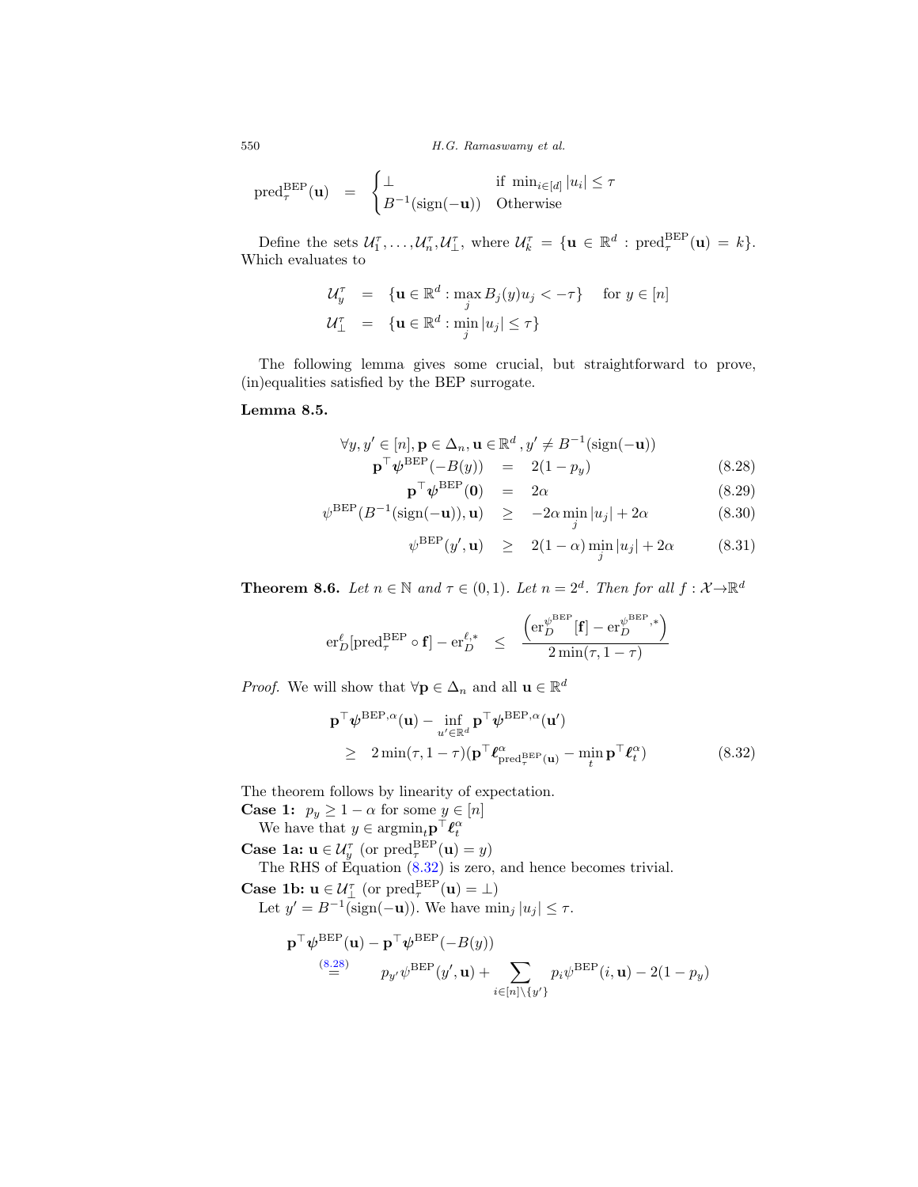$$\text{pred}_\tau^{\text{BEP}}(\mathbf{u}) \quad = \quad \begin{cases} \perp & \text{if } \min_{i \in [d]} |u_i| \leq \tau \\ B^{-1}(\text{sign}(-\mathbf{u})) & \text{Otherwise} \end{cases}$$

Define the sets $\mathcal{U}_1^\tau, \ldots, \mathcal{U}_n^\tau, \mathcal{U}_\perp^\tau$, where $\mathcal{U}_k^\tau = \{\mathbf{u} \in \mathbb{R}^d : \text{pred}_\tau^{\text{BEP}}(\mathbf{u}) = k\}$. Which evaluates to

$$\begin{aligned}
\mathcal{U}_y^\tau &= \{\mathbf{u} \in \mathbb{R}^d : \max_j B_j(y) u_j < -\tau\} \quad \text{for } y \in [n] \\
\mathcal{U}_\perp^\tau &= \{\mathbf{u} \in \mathbb{R}^d : \min_j |u_j| \leq \tau\}
\end{aligned}$$

The following lemma gives some crucial, but straightforward to prove, (in)equalities satisfied by the BEP surrogate.

**Lemma 8.5.**

$$\begin{aligned}
\forall y, y' \in [n], \mathbf{p} \in \Delta_n, \mathbf{u} \in \mathbb{R}^d, y' \neq B^{-1}&(\text{sign}(-\mathbf{u})) \\
\mathbf{p}^\top \boldsymbol{\psi}^{\text{BEP}}(-B(y)) &= 2(1 - p_y) \qquad (8.28) \\
\mathbf{p}^\top \boldsymbol{\psi}^{\text{BEP}}(\mathbf{0}) &= 2\alpha \qquad (8.29) \\
\psi^{\text{BEP}}(B^{-1}(\text{sign}(-\mathbf{u})), \mathbf{u}) &\geq -2\alpha \min_j |u_j| + 2\alpha \qquad (8.30) \\
\psi^{\text{BEP}}(y', \mathbf{u}) &\geq 2(1-\alpha) \min_j |u_j| + 2\alpha \qquad (8.31)
\end{aligned}$$

**Theorem 8.6.** *Let $n \in \mathbb{N}$ and $\tau \in (0,1)$. Let $n = 2^d$. Then for all $f : \mathcal{X} \to \mathbb{R}^d$*

$$\text{er}_D^\ell[\text{pred}_\tau^{\text{BEP}} \circ \mathbf{f}] - \text{er}_D^{\ell,*} \quad \leq \quad \frac{\left(\text{er}_D^{\psi^{\text{BEP}}}[\mathbf{f}] - \text{er}_D^{\psi^{\text{BEP}},*}\right)}{2 \min(\tau, 1-\tau)}$$

*Proof.* We will show that $\forall \mathbf{p} \in \Delta_n$ and all $\mathbf{u} \in \mathbb{R}^d$

$$\begin{aligned}
&\mathbf{p}^\top \boldsymbol{\psi}^{\text{BEP},\alpha}(\mathbf{u}) - \inf_{u' \in \mathbb{R}^d} \mathbf{p}^\top \boldsymbol{\psi}^{\text{BEP},\alpha}(\mathbf{u}') \\
&\quad \geq \quad 2\min(\tau, 1-\tau)(\mathbf{p}^\top \boldsymbol{\ell}^\alpha_{\text{pred}_\tau^{\text{BEP}}(\mathbf{u})} - \min_t \mathbf{p}^\top \boldsymbol{\ell}_t^\alpha) \qquad (8.32)
\end{aligned}$$

The theorem follows by linearity of expectation.

**Case 1:** $p_y \geq 1 - \alpha$ for some $y \in [n]$

We have that $y \in \text{argmin}_t \mathbf{p}^\top \boldsymbol{\ell}_t^\alpha$

**Case 1a:** $\mathbf{u} \in \mathcal{U}_y^\tau$ (or $\text{pred}_\tau^{\text{BEP}}(\mathbf{u}) = y$)

The RHS of Equation (8.32) is zero, and hence becomes trivial.

**Case 1b:** $\mathbf{u} \in \mathcal{U}_\perp^\tau$ (or $\text{pred}_\tau^{\text{BEP}}(\mathbf{u}) = \perp$)

Let $y' = B^{-1}(\text{sign}(-\mathbf{u}))$. We have $\min_j |u_j| \leq \tau$.

$$\begin{aligned}
&\mathbf{p}^\top \boldsymbol{\psi}^{\text{BEP}}(\mathbf{u}) - \mathbf{p}^\top \boldsymbol{\psi}^{\text{BEP}}(-B(y)) \\
&\overset{(8.28)}{=} \quad p_{y'} \psi^{\text{BEP}}(y', \mathbf{u}) + \sum_{i \in [n] \setminus \{y'\}} p_i \psi^{\text{BEP}}(i, \mathbf{u}) - 2(1 - p_y)
\end{aligned}$$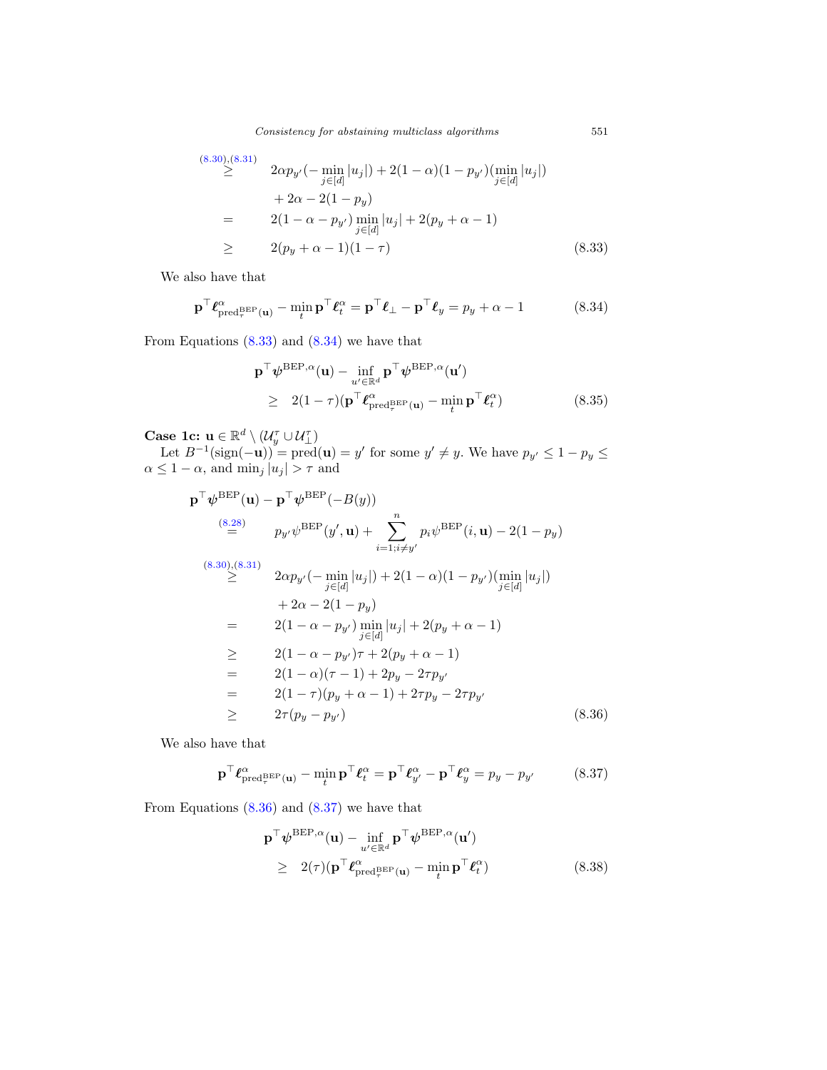$$
\begin{aligned}
&\overset{(8.30),(8.31)}{\geq} \quad 2\alpha p_{y'}(-\min_{j\in[d]}|u_j|) + 2(1-\alpha)(1-p_{y'})(\min_{j\in[d]}|u_j|) \\
&\qquad\quad + 2\alpha - 2(1-p_y) \\
&= \quad 2(1-\alpha-p_{y'})\min_{j\in[d]}|u_j| + 2(p_y+\alpha-1) \\
&\geq \quad 2(p_y+\alpha-1)(1-\tau) \qquad (8.33)
\end{aligned}
$$

We also have that

$$
\mathbf{p}^\top \boldsymbol{\ell}^\alpha_{\mathrm{pred}^{\mathrm{BEP}}_\tau(\mathbf{u})} - \min_t \mathbf{p}^\top \boldsymbol{\ell}^\alpha_t = \mathbf{p}^\top \boldsymbol{\ell}_\perp - \mathbf{p}^\top \boldsymbol{\ell}_y = p_y + \alpha - 1 \qquad (8.34)
$$

From Equations (8.33) and (8.34) we have that

$$
\begin{aligned}
&\mathbf{p}^\top \boldsymbol{\psi}^{\mathrm{BEP},\alpha}(\mathbf{u}) - \inf_{u'\in\mathbb{R}^d} \mathbf{p}^\top \boldsymbol{\psi}^{\mathrm{BEP},\alpha}(\mathbf{u}') \\
&\quad \geq \quad 2(1-\tau)(\mathbf{p}^\top \boldsymbol{\ell}^\alpha_{\mathrm{pred}^{\mathrm{BEP}}_\tau(\mathbf{u})} - \min_t \mathbf{p}^\top \boldsymbol{\ell}^\alpha_t) \qquad (8.35)
\end{aligned}
$$

**Case 1c: $\mathbf{u} \in \mathbb{R}^d \setminus (\mathcal{U}^\tau_y \cup \mathcal{U}^\tau_\perp)$**

Let $B^{-1}(\mathrm{sign}(-\mathbf{u})) = \mathrm{pred}(\mathbf{u}) = y'$ for some $y' \neq y$. We have $p_{y'} \leq 1 - p_y \leq \alpha \leq 1-\alpha$, and $\min_j |u_j| > \tau$ and

$$
\begin{aligned}
&\mathbf{p}^\top \boldsymbol{\psi}^{\mathrm{BEP}}(\mathbf{u}) - \mathbf{p}^\top \boldsymbol{\psi}^{\mathrm{BEP}}(-B(y)) \\
&\overset{(8.28)}{=} \quad p_{y'}\psi^{\mathrm{BEP}}(y',\mathbf{u}) + \sum_{i=1;i\neq y'}^{n} p_i \psi^{\mathrm{BEP}}(i,\mathbf{u}) - 2(1-p_y) \\
&\overset{(8.30),(8.31)}{\geq} \quad 2\alpha p_{y'}(-\min_{j\in[d]}|u_j|) + 2(1-\alpha)(1-p_{y'})(\min_{j\in[d]}|u_j|) \\
&\qquad\quad + 2\alpha - 2(1-p_y) \\
&= \quad 2(1-\alpha-p_{y'})\min_{j\in[d]}|u_j| + 2(p_y+\alpha-1) \\
&\geq \quad 2(1-\alpha-p_{y'})\tau + 2(p_y+\alpha-1) \\
&= \quad 2(1-\alpha)(\tau-1) + 2p_y - 2\tau p_{y'} \\
&= \quad 2(1-\tau)(p_y+\alpha-1) + 2\tau p_y - 2\tau p_{y'} \\
&\geq \quad 2\tau(p_y - p_{y'}) \qquad (8.36)
\end{aligned}
$$

We also have that

$$
\mathbf{p}^\top \boldsymbol{\ell}^\alpha_{\mathrm{pred}^{\mathrm{BEP}}_\tau(\mathbf{u})} - \min_t \mathbf{p}^\top \boldsymbol{\ell}^\alpha_t = \mathbf{p}^\top \boldsymbol{\ell}^\alpha_{y'} - \mathbf{p}^\top \boldsymbol{\ell}^\alpha_y = p_y - p_{y'} \qquad (8.37)
$$

From Equations (8.36) and (8.37) we have that

$$
\begin{aligned}
&\mathbf{p}^\top \boldsymbol{\psi}^{\mathrm{BEP},\alpha}(\mathbf{u}) - \inf_{u'\in\mathbb{R}^d} \mathbf{p}^\top \boldsymbol{\psi}^{\mathrm{BEP},\alpha}(\mathbf{u}') \\
&\quad \geq \quad 2(\tau)(\mathbf{p}^\top \boldsymbol{\ell}^\alpha_{\mathrm{pred}^{\mathrm{BEP}}_\tau(\mathbf{u})} - \min_t \mathbf{p}^\top \boldsymbol{\ell}^\alpha_t) \qquad (8.38)
\end{aligned}
$$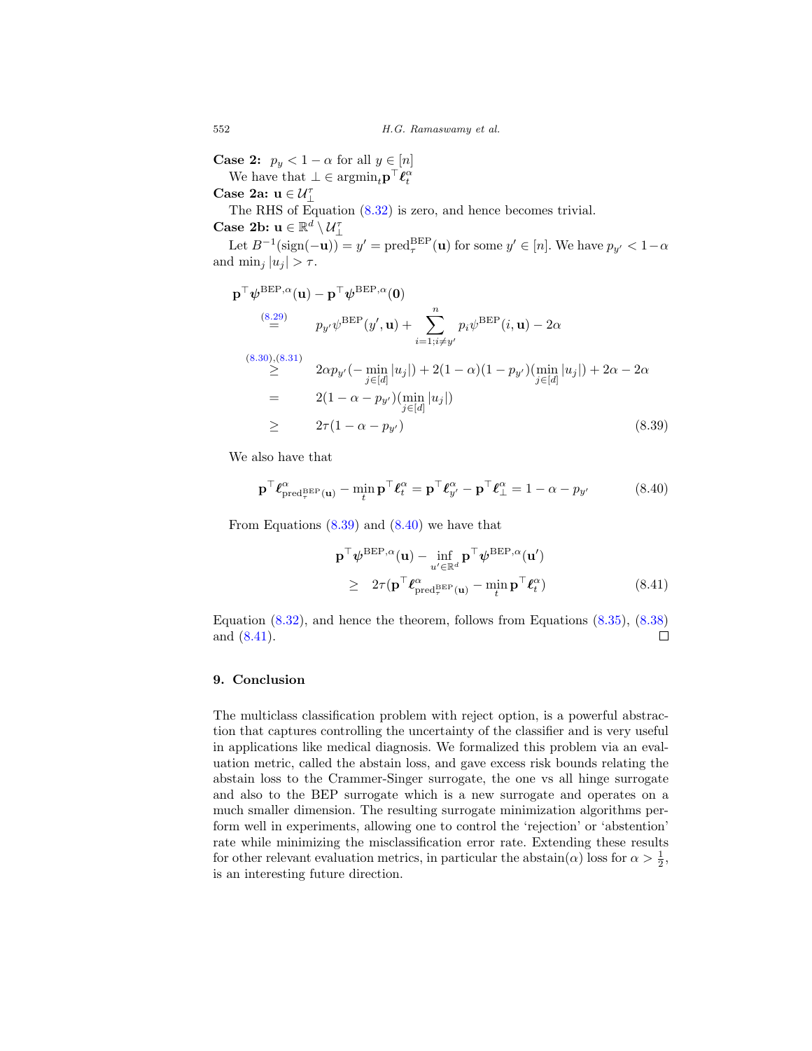**Case 2:** $p_y < 1 - \alpha$ for all $y \in [n]$

We have that $\perp \in \operatorname{argmin}_t \mathbf{p}^\top \boldsymbol{\ell}_t^\alpha$

**Case 2a:** $\mathbf{u} \in \mathcal{U}_\perp^\tau$

The RHS of Equation (8.32) is zero, and hence becomes trivial.

**Case 2b:** $\mathbf{u} \in \mathbb{R}^d \setminus \mathcal{U}_\perp^\tau$

Let $B^{-1}(\text{sign}(-\mathbf{u})) = y' = \text{pred}_\tau^{\text{BEP}}(\mathbf{u})$ for some $y' \in [n]$. We have $p_{y'} < 1 - \alpha$ and $\min_j |u_j| > \tau$.

$$
\begin{aligned}
& \mathbf{p}^\top \boldsymbol{\psi}^{\text{BEP},\alpha}(\mathbf{u}) - \mathbf{p}^\top \boldsymbol{\psi}^{\text{BEP},\alpha}(\mathbf{0}) \\
& \overset{(8.29)}{=} \quad p_{y'} \psi^{\text{BEP}}(y', \mathbf{u}) + \sum_{i=1; i \neq y'}^{n} p_i \psi^{\text{BEP}}(i, \mathbf{u}) - 2\alpha \\
& \overset{(8.30),(8.31)}{\geq} \quad 2\alpha p_{y'}(-\min_{j \in [d]} |u_j|) + 2(1-\alpha)(1 - p_{y'})(\min_{j \in [d]} |u_j|) + 2\alpha - 2\alpha \\
& = \quad 2(1 - \alpha - p_{y'})(\min_{j \in [d]} |u_j|) \\
& \geq \quad 2\tau(1 - \alpha - p_{y'}) \qquad (8.39)
\end{aligned}
$$

We also have that

$$
\mathbf{p}^\top \boldsymbol{\ell}^\alpha_{\text{pred}_\tau^{\text{BEP}}(\mathbf{u})} - \min_t \mathbf{p}^\top \boldsymbol{\ell}_t^\alpha = \mathbf{p}^\top \boldsymbol{\ell}_{y'}^\alpha - \mathbf{p}^\top \boldsymbol{\ell}_\perp^\alpha = 1 - \alpha - p_{y'} \qquad (8.40)
$$

From Equations (8.39) and (8.40) we have that

$$
\begin{aligned}
& \mathbf{p}^\top \boldsymbol{\psi}^{\text{BEP},\alpha}(\mathbf{u}) - \inf_{u' \in \mathbb{R}^d} \mathbf{p}^\top \boldsymbol{\psi}^{\text{BEP},\alpha}(\mathbf{u}') \\
& \geq \quad 2\tau(\mathbf{p}^\top \boldsymbol{\ell}^\alpha_{\text{pred}_\tau^{\text{BEP}}(\mathbf{u})} - \min_t \mathbf{p}^\top \boldsymbol{\ell}_t^\alpha) \qquad (8.41)
\end{aligned}
$$

Equation (8.32), and hence the theorem, follows from Equations (8.35), (8.38) and (8.41). □

## 9. Conclusion

The multiclass classification problem with reject option, is a powerful abstraction that captures controlling the uncertainty of the classifier and is very useful in applications like medical diagnosis. We formalized this problem via an evaluation metric, called the abstain loss, and gave excess risk bounds relating the abstain loss to the Crammer-Singer surrogate, the one vs all hinge surrogate and also to the BEP surrogate which is a new surrogate and operates on a much smaller dimension. The resulting surrogate minimization algorithms perform well in experiments, allowing one to control the 'rejection' or 'abstention' rate while minimizing the misclassification error rate. Extending these results for other relevant evaluation metrics, in particular the abstain($\alpha$) loss for $\alpha > \frac{1}{2}$, is an interesting future direction.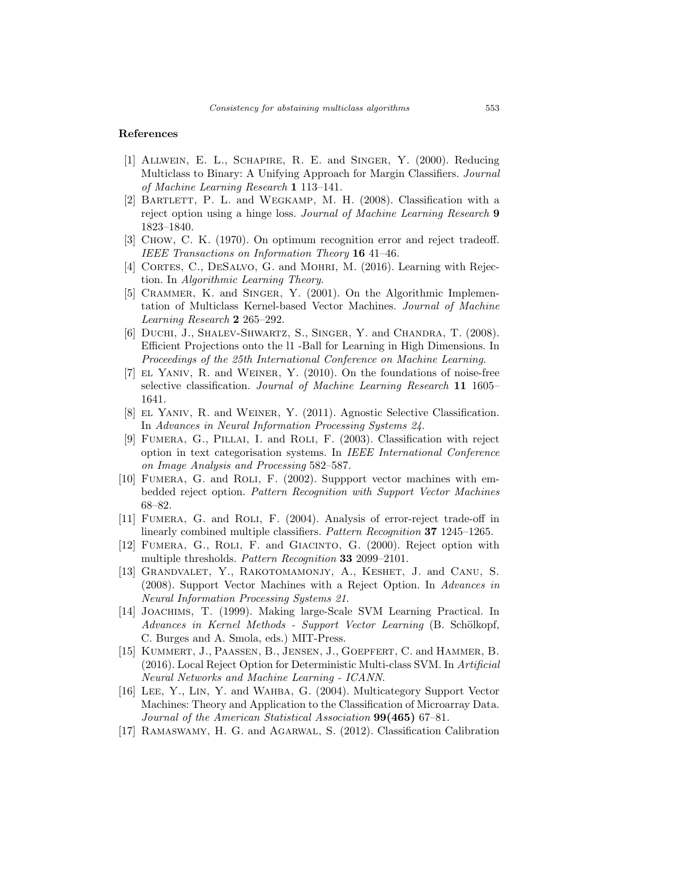### References

[1] Allwein, E. L., Schapire, R. E. and Singer, Y. (2000). Reducing Multiclass to Binary: A Unifying Approach for Margin Classifiers. *Journal of Machine Learning Research* **1** 113–141.

[2] Bartlett, P. L. and Wegkamp, M. H. (2008). Classification with a reject option using a hinge loss. *Journal of Machine Learning Research* **9** 1823–1840.

[3] Chow, C. K. (1970). On optimum recognition error and reject tradeoff. *IEEE Transactions on Information Theory* **16** 41–46.

[4] Cortes, C., DeSalvo, G. and Mohri, M. (2016). Learning with Rejection. In *Algorithmic Learning Theory*.

[5] Crammer, K. and Singer, Y. (2001). On the Algorithmic Implementation of Multiclass Kernel-based Vector Machines. *Journal of Machine Learning Research* **2** 265–292.

[6] Duchi, J., Shalev-Shwartz, S., Singer, Y. and Chandra, T. (2008). Efficient Projections onto the l1 -Ball for Learning in High Dimensions. In *Proceedings of the 25th International Conference on Machine Learning*.

[7] el Yaniv, R. and Weiner, Y. (2010). On the foundations of noise-free selective classification. *Journal of Machine Learning Research* **11** 1605–1641.

[8] el Yaniv, R. and Weiner, Y. (2011). Agnostic Selective Classification. In *Advances in Neural Information Processing Systems 24*.

[9] Fumera, G., Pillai, I. and Roli, F. (2003). Classification with reject option in text categorisation systems. In *IEEE International Conference on Image Analysis and Processing* 582–587.

[10] Fumera, G. and Roli, F. (2002). Suppport vector machines with embedded reject option. *Pattern Recognition with Support Vector Machines* 68–82.

[11] Fumera, G. and Roli, F. (2004). Analysis of error-reject trade-off in linearly combined multiple classifiers. *Pattern Recognition* **37** 1245–1265.

[12] Fumera, G., Roli, F. and Giacinto, G. (2000). Reject option with multiple thresholds. *Pattern Recognition* **33** 2099–2101.

[13] Grandvalet, Y., Rakotomamonjy, A., Keshet, J. and Canu, S. (2008). Support Vector Machines with a Reject Option. In *Advances in Neural Information Processing Systems 21*.

[14] Joachims, T. (1999). Making large-Scale SVM Learning Practical. In *Advances in Kernel Methods - Support Vector Learning* (B. Schölkopf, C. Burges and A. Smola, eds.) MIT-Press.

[15] Kummert, J., Paassen, B., Jensen, J., Goepfert, C. and Hammer, B. (2016). Local Reject Option for Deterministic Multi-class SVM. In *Artificial Neural Networks and Machine Learning - ICANN*.

[16] Lee, Y., Lin, Y. and Wahba, G. (2004). Multicategory Support Vector Machines: Theory and Application to the Classification of Microarray Data. *Journal of the American Statistical Association* **99(465)** 67–81.

[17] Ramaswamy, H. G. and Agarwal, S. (2012). Classification Calibration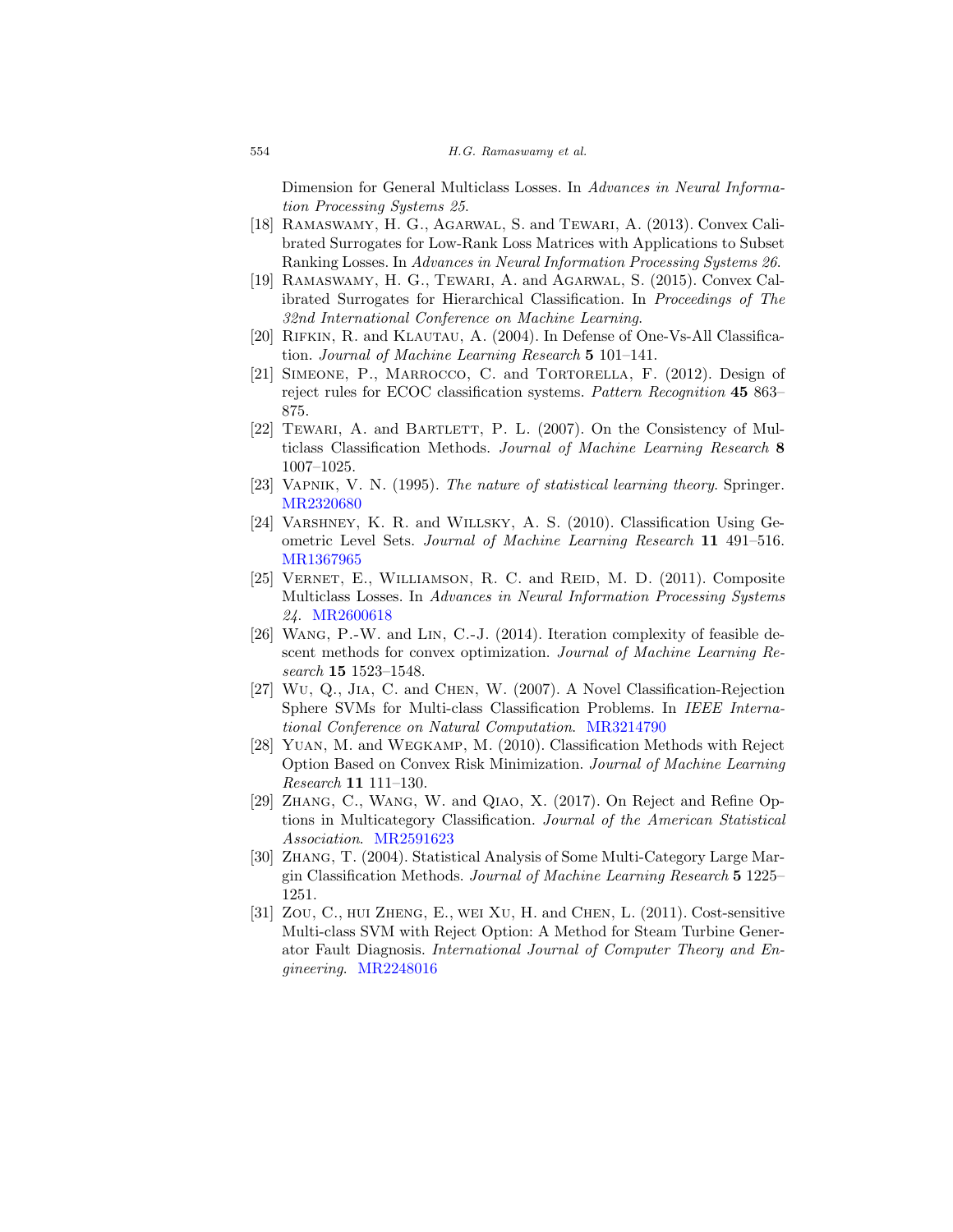Dimension for General Multiclass Losses. In *Advances in Neural Information Processing Systems 25*.

[18] Ramaswamy, H. G., Agarwal, S. and Tewari, A. (2013). Convex Calibrated Surrogates for Low-Rank Loss Matrices with Applications to Subset Ranking Losses. In *Advances in Neural Information Processing Systems 26*.

[19] Ramaswamy, H. G., Tewari, A. and Agarwal, S. (2015). Convex Calibrated Surrogates for Hierarchical Classification. In *Proceedings of The 32nd International Conference on Machine Learning*.

[20] Rifkin, R. and Klautau, A. (2004). In Defense of One-Vs-All Classification. *Journal of Machine Learning Research* **5** 101–141.

[21] Simeone, P., Marrocco, C. and Tortorella, F. (2012). Design of reject rules for ECOC classification systems. *Pattern Recognition* **45** 863–875.

[22] Tewari, A. and Bartlett, P. L. (2007). On the Consistency of Multiclass Classification Methods. *Journal of Machine Learning Research* **8** 1007–1025.

[23] Vapnik, V. N. (1995). *The nature of statistical learning theory*. Springer. MR2320680

[24] Varshney, K. R. and Willsky, A. S. (2010). Classification Using Geometric Level Sets. *Journal of Machine Learning Research* **11** 491–516. MR1367965

[25] Vernet, E., Williamson, R. C. and Reid, M. D. (2011). Composite Multiclass Losses. In *Advances in Neural Information Processing Systems 24*. MR2600618

[26] Wang, P.-W. and Lin, C.-J. (2014). Iteration complexity of feasible descent methods for convex optimization. *Journal of Machine Learning Research* **15** 1523–1548.

[27] Wu, Q., Jia, C. and Chen, W. (2007). A Novel Classification-Rejection Sphere SVMs for Multi-class Classification Problems. In *IEEE International Conference on Natural Computation*. MR3214790

[28] Yuan, M. and Wegkamp, M. (2010). Classification Methods with Reject Option Based on Convex Risk Minimization. *Journal of Machine Learning Research* **11** 111–130.

[29] Zhang, C., Wang, W. and Qiao, X. (2017). On Reject and Refine Options in Multicategory Classification. *Journal of the American Statistical Association*. MR2591623

[30] Zhang, T. (2004). Statistical Analysis of Some Multi-Category Large Margin Classification Methods. *Journal of Machine Learning Research* **5** 1225–1251.

[31] Zou, C., hui Zheng, E., wei Xu, H. and Chen, L. (2011). Cost-sensitive Multi-class SVM with Reject Option: A Method for Steam Turbine Generator Fault Diagnosis. *International Journal of Computer Theory and Engineering*. MR2248016